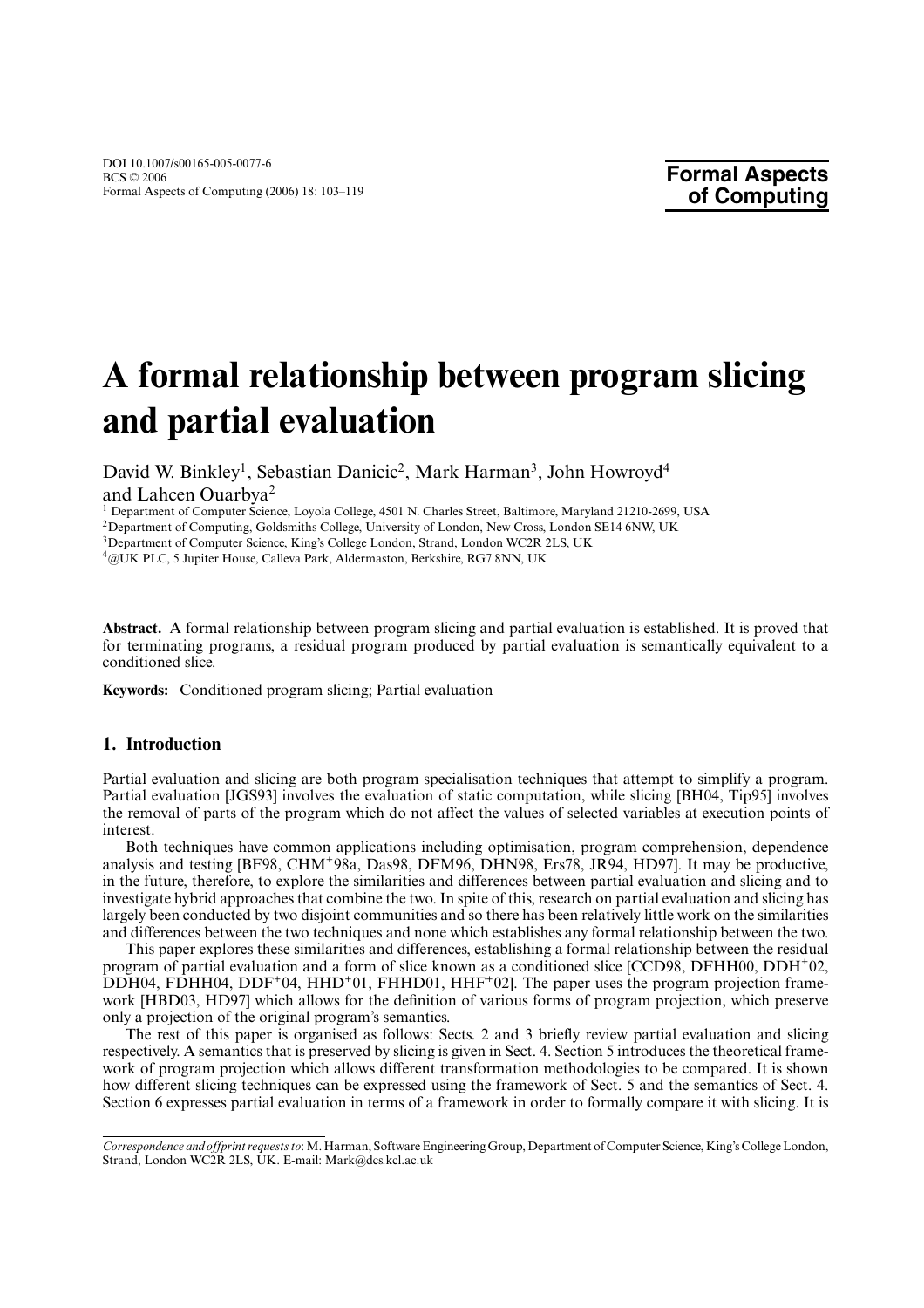DOI 10.1007/s00165-005-0077-6
BCS © 2006
Formal Aspects of Computing (2006) 18: 103–119

**Formal Aspects of Computing**

# A formal relationship between program slicing and partial evaluation

David W. Binkley[1], Sebastian Danicic[2], Mark Harman[3], John Howroyd[4] and Lahcen Ouarbya[2]

[1] Department of Computer Science, Loyola College, 4501 N. Charles Street, Baltimore, Maryland 21210-2699, USA
[2] Department of Computing, Goldsmiths College, University of London, New Cross, London SE14 6NW, UK
[3] Department of Computer Science, King's College London, Strand, London WC2R 2LS, UK
[4] @UK PLC, 5 Jupiter House, Calleva Park, Aldermaston, Berkshire, RG7 8NN, UK

**Abstract.** A formal relationship between program slicing and partial evaluation is established. It is proved that for terminating programs, a residual program produced by partial evaluation is semantically equivalent to a conditioned slice.

**Keywords:** Conditioned program slicing; Partial evaluation

## 1. Introduction

Partial evaluation and slicing are both program specialisation techniques that attempt to simplify a program. Partial evaluation [JGS93] involves the evaluation of static computation, while slicing [BH04, Tip95] involves the removal of parts of the program which do not affect the values of selected variables at execution points of interest.

Both techniques have common applications including optimisation, program comprehension, dependence analysis and testing [BF98, CHM+98a, Das98, DFM96, DHN98, Ers78, JR94, HD97]. It may be productive, in the future, therefore, to explore the similarities and differences between partial evaluation and slicing and to investigate hybrid approaches that combine the two. In spite of this, research on partial evaluation and slicing has largely been conducted by two disjoint communities and so there has been relatively little work on the similarities and differences between the two techniques and none which establishes any formal relationship between the two.

This paper explores these similarities and differences, establishing a formal relationship between the residual program of partial evaluation and a form of slice known as a conditioned slice [CCD98, DFHH00, DDH+02, DDH04, FDHH04, DDF+04, HHD+01, FHHD01, HHF+02]. The paper uses the program projection framework [HBD03, HD97] which allows for the definition of various forms of program projection, which preserve only a projection of the original program's semantics.

The rest of this paper is organised as follows: Sects. 2 and 3 briefly review partial evaluation and slicing respectively. A semantics that is preserved by slicing is given in Sect. 4. Section 5 introduces the theoretical framework of program projection which allows different transformation methodologies to be compared. It is shown how different slicing techniques can be expressed using the framework of Sect. 5 and the semantics of Sect. 4. Section 6 expresses partial evaluation in terms of a framework in order to formally compare it with slicing. It is

*Correspondence and offprint requests to*: M. Harman, Software Engineering Group, Department of Computer Science, King's College London, Strand, London WC2R 2LS, UK. E-mail: Mark@dcs.kcl.ac.uk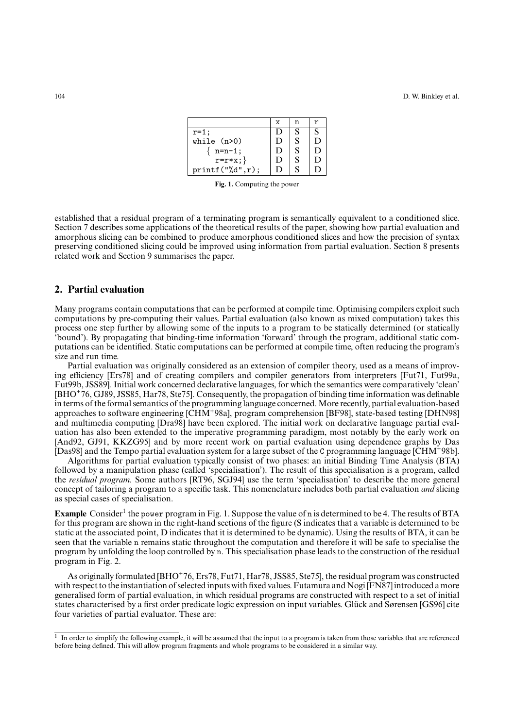|  | x | n | r |
|---|---|---|---|
| `r=1;` | D | S | S |
| `while (n>0)` | D | S | D |
| `{ n=n-1;` | D | S | D |
| `r=r*x;}` | D | S | D |
| `printf("%d",r);` | D | S | D |

**Fig. 1.** Computing the power

established that a residual program of a terminating program is semantically equivalent to a conditioned slice. Section 7 describes some applications of the theoretical results of the paper, showing how partial evaluation and amorphous slicing can be combined to produce amorphous conditioned slices and how the precision of syntax preserving conditioned slicing could be improved using information from partial evaluation. Section 8 presents related work and Section 9 summarises the paper.

## 2. Partial evaluation

Many programs contain computations that can be performed at compile time. Optimising compilers exploit such computations by pre-computing their values. Partial evaluation (also known as mixed computation) takes this process one step further by allowing some of the inputs to a program to be statically determined (or statically 'bound'). By propagating that binding-time information 'forward' through the program, additional static computations can be identified. Static computations can be performed at compile time, often reducing the program's size and run time.

Partial evaluation was originally considered as an extension of compiler theory, used as a means of improving efficiency [Ers78] and of creating compilers and compiler generators from interpreters [Fut71, Fut99a, Fut99b, JSS89]. Initial work concerned declarative languages, for which the semantics were comparatively 'clean' [BHO+76, GJ89, JSS85, Har78, Ste75]. Consequently, the propagation of binding time information was definable in terms of the formal semantics of the programming language concerned. More recently, partial evaluation-based approaches to software engineering [CHM+98a], program comprehension [BF98], state-based testing [DHN98] and multimedia computing [Dra98] have been explored. The initial work on declarative language partial evaluation has also been extended to the imperative programming paradigm, most notably by the early work on [And92, GJ91, KKZG95] and by more recent work on partial evaluation using dependence graphs by Das [Das98] and the Tempo partial evaluation system for a large subset of the C programming language [CHM+98b].

Algorithms for partial evaluation typically consist of two phases: an initial Binding Time Analysis (BTA) followed by a manipulation phase (called 'specialisation'). The result of this specialisation is a program, called the *residual program.* Some authors [RT96, SGJ94] use the term 'specialisation' to describe the more general concept of tailoring a program to a specific task. This nomenclature includes both partial evaluation *and* slicing as special cases of specialisation.

**Example** Consider[1] the power program in Fig. 1. Suppose the value of n is determined to be 4. The results of BTA for this program are shown in the right-hand sections of the figure (S indicates that a variable is determined to be static at the associated point, D indicates that it is determined to be dynamic). Using the results of BTA, it can be seen that the variable n remains static throughout the computation and therefore it will be safe to specialise the program by unfolding the loop controlled by n. This specialisation phase leads to the construction of the residual program in Fig. 2.

As originally formulated [BHO+76, Ers78, Fut71, Har78, JSS85, Ste75], the residual program was constructed with respect to the instantiation of selected inputs with fixed values. Futamura and Nogi [FN87] introduced a more generalised form of partial evaluation, in which residual programs are constructed with respect to a set of initial states characterised by a first order predicate logic expression on input variables. Glück and Sørensen [GS96] cite four varieties of partial evaluator. These are:

[1] In order to simplify the following example, it will be assumed that the input to a program is taken from those variables that are referenced before being defined. This will allow program fragments and whole programs to be considered in a similar way.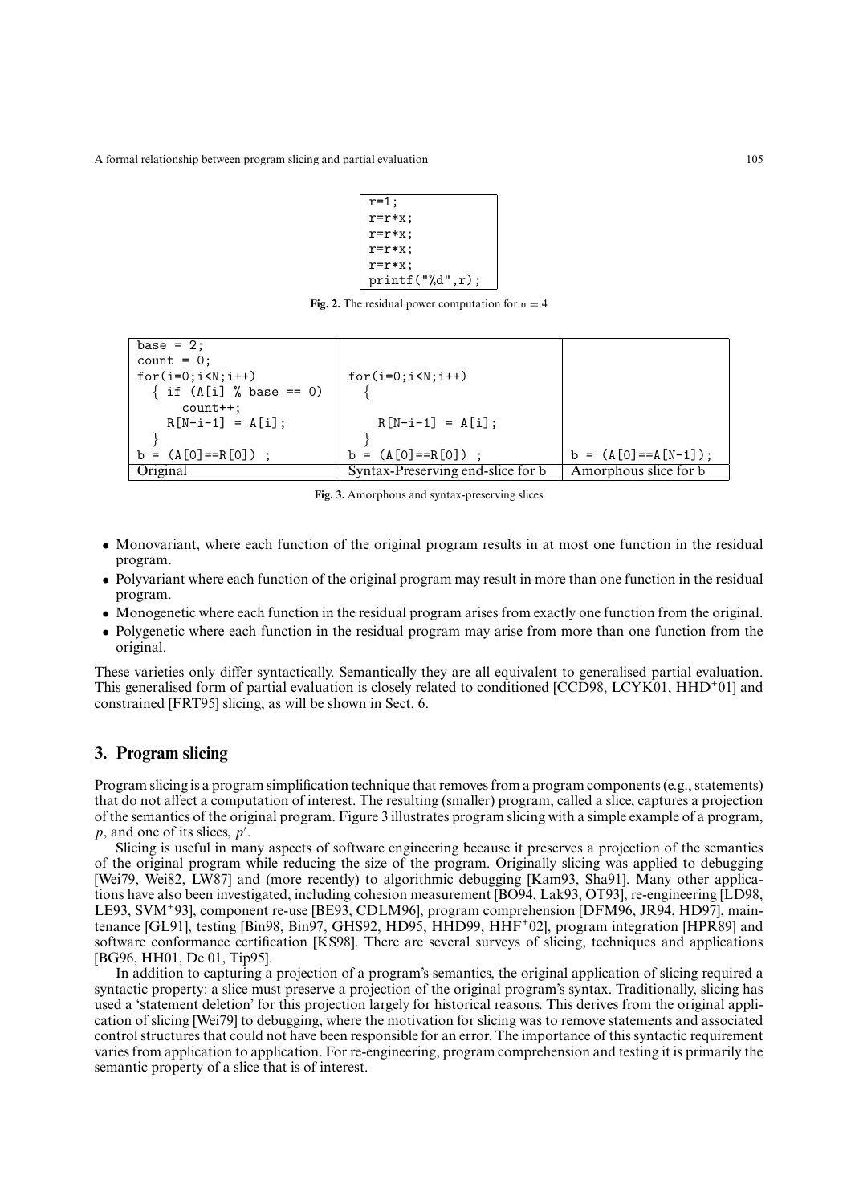```
r=1;
r=r*x;
r=r*x;
r=r*x;
r=r*x;
printf("%d",r);
```

**Fig. 2.** The residual power computation for n = 4

| Original | Syntax-Preserving end-slice for b | Amorphous slice for b |
|---|---|---|
| `base = 2;`<br>`count = 0;`<br>`for(i=0;i<N;i++)`<br>`  { if (A[i] % base == 0)`<br>`      count++;`<br>`    R[N-i-1] = A[i];`<br>`  }`<br>`b = (A[0]==R[0]) ;` | `for(i=0;i<N;i++)`<br>`  {`<br>`    R[N-i-1] = A[i];`<br>`  }`<br>`b = (A[0]==R[0]) ;` | `b = (A[0]==A[N-1]);` |

**Fig. 3.** Amorphous and syntax-preserving slices

- Monovariant, where each function of the original program results in at most one function in the residual program.
- Polyvariant where each function of the original program may result in more than one function in the residual program.
- Monogenetic where each function in the residual program arises from exactly one function from the original.
- Polygenetic where each function in the residual program may arise from more than one function from the original.

These varieties only differ syntactically. Semantically they are all equivalent to generalised partial evaluation. This generalised form of partial evaluation is closely related to conditioned [CCD98, LCYK01, HHD+01] and constrained [FRT95] slicing, as will be shown in Sect. 6.

## 3. Program slicing

Program slicing is a program simplification technique that removes from a program components (e.g., statements) that do not affect a computation of interest. The resulting (smaller) program, called a slice, captures a projection of the semantics of the original program. Figure 3 illustrates program slicing with a simple example of a program, $p$, and one of its slices, $p'$.

Slicing is useful in many aspects of software engineering because it preserves a projection of the semantics of the original program while reducing the size of the program. Originally slicing was applied to debugging [Wei79, Wei82, LW87] and (more recently) to algorithmic debugging [Kam93, Sha91]. Many other applications have also been investigated, including cohesion measurement [BO94, Lak93, OT93], re-engineering [LD98, LE93, SVM+93], component re-use [BE93, CDLM96], program comprehension [DFM96, JR94, HD97], maintenance [GL91], testing [Bin98, Bin97, GHS92, HD95, HHD99, HHF+02], program integration [HPR89] and software conformance certification [KS98]. There are several surveys of slicing, techniques and applications [BG96, HH01, De 01, Tip95].

In addition to capturing a projection of a program's semantics, the original application of slicing required a syntactic property: a slice must preserve a projection of the original program's syntax. Traditionally, slicing has used a 'statement deletion' for this projection largely for historical reasons. This derives from the original application of slicing [Wei79] to debugging, where the motivation for slicing was to remove statements and associated control structures that could not have been responsible for an error. The importance of this syntactic requirement varies from application to application. For re-engineering, program comprehension and testing it is primarily the semantic property of a slice that is of interest.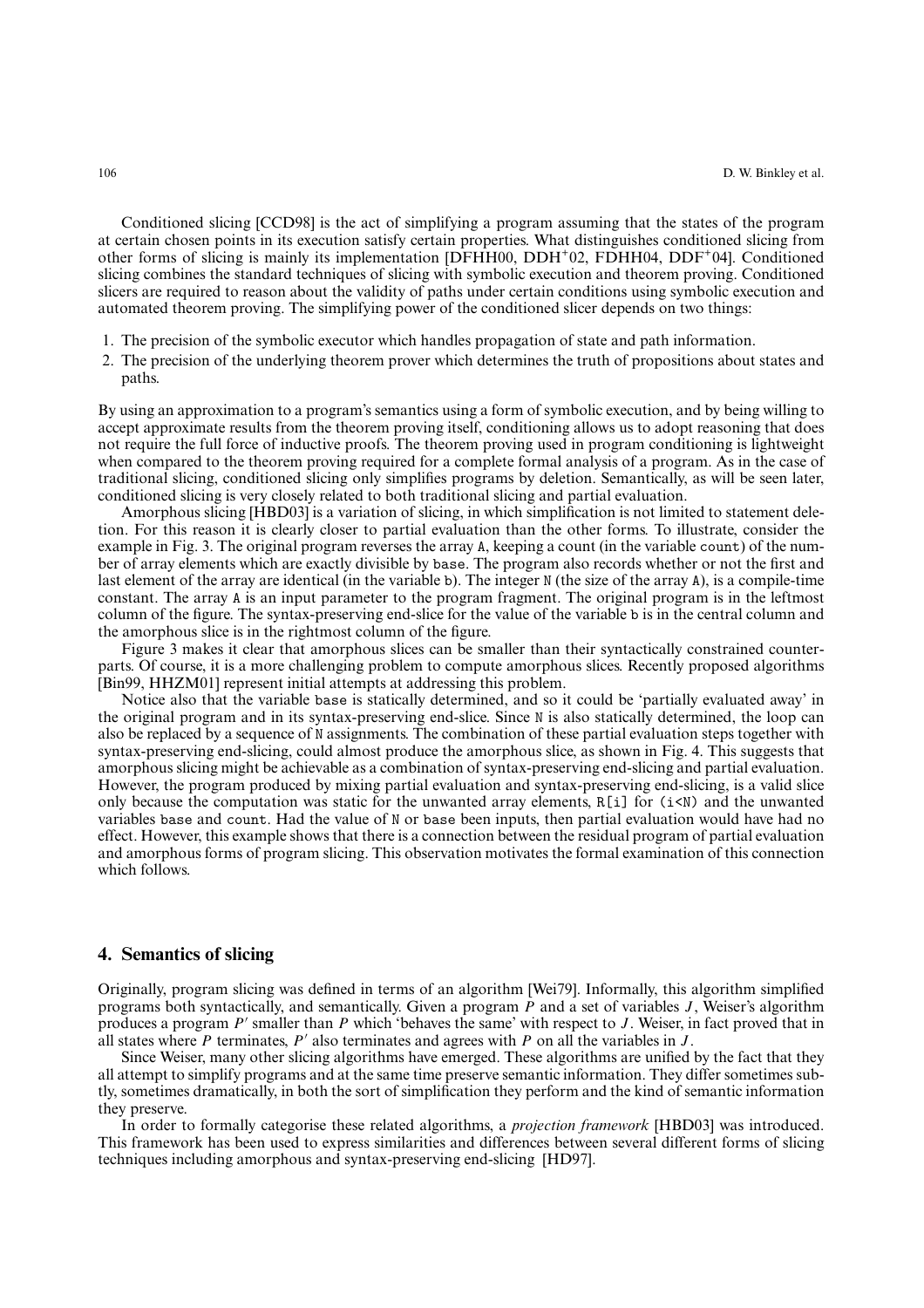Conditioned slicing [CCD98] is the act of simplifying a program assuming that the states of the program at certain chosen points in its execution satisfy certain properties. What distinguishes conditioned slicing from other forms of slicing is mainly its implementation [DFHH00, DDH+02, FDHH04, DDF+04]. Conditioned slicing combines the standard techniques of slicing with symbolic execution and theorem proving. Conditioned slicers are required to reason about the validity of paths under certain conditions using symbolic execution and automated theorem proving. The simplifying power of the conditioned slicer depends on two things:

1. The precision of the symbolic executor which handles propagation of state and path information.
2. The precision of the underlying theorem prover which determines the truth of propositions about states and paths.

By using an approximation to a program's semantics using a form of symbolic execution, and by being willing to accept approximate results from the theorem proving itself, conditioning allows us to adopt reasoning that does not require the full force of inductive proofs. The theorem proving used in program conditioning is lightweight when compared to the theorem proving required for a complete formal analysis of a program. As in the case of traditional slicing, conditioned slicing only simplifies programs by deletion. Semantically, as will be seen later, conditioned slicing is very closely related to both traditional slicing and partial evaluation.

Amorphous slicing [HBD03] is a variation of slicing, in which simplification is not limited to statement deletion. For this reason it is clearly closer to partial evaluation than the other forms. To illustrate, consider the example in Fig. 3. The original program reverses the array `A`, keeping a count (in the variable `count`) of the number of array elements which are exactly divisible by `base`. The program also records whether or not the first and last element of the array are identical (in the variable `b`). The integer `N` (the size of the array `A`), is a compile-time constant. The array `A` is an input parameter to the program fragment. The original program is in the leftmost column of the figure. The syntax-preserving end-slice for the value of the variable `b` is in the central column and the amorphous slice is in the rightmost column of the figure.

Figure 3 makes it clear that amorphous slices can be smaller than their syntactically constrained counterparts. Of course, it is a more challenging problem to compute amorphous slices. Recently proposed algorithms [Bin99, HHZM01] represent initial attempts at addressing this problem.

Notice also that the variable `base` is statically determined, and so it could be 'partially evaluated away' in the original program and in its syntax-preserving end-slice. Since `N` is also statically determined, the loop can also be replaced by a sequence of `N` assignments. The combination of these partial evaluation steps together with syntax-preserving end-slicing, could almost produce the amorphous slice, as shown in Fig. 4. This suggests that amorphous slicing might be achievable as a combination of syntax-preserving end-slicing and partial evaluation. However, the program produced by mixing partial evaluation and syntax-preserving end-slicing, is a valid slice only because the computation was static for the unwanted array elements, `R[i]` for `(i<N)` and the unwanted variables `base` and `count`. Had the value of `N` or `base` been inputs, then partial evaluation would have had no effect. However, this example shows that there is a connection between the residual program of partial evaluation and amorphous forms of program slicing. This observation motivates the formal examination of this connection which follows.

## 4. Semantics of slicing

Originally, program slicing was defined in terms of an algorithm [Wei79]. Informally, this algorithm simplified programs both syntactically, and semantically. Given a program $P$ and a set of variables $J$, Weiser's algorithm produces a program $P'$ smaller than $P$ which 'behaves the same' with respect to $J$. Weiser, in fact proved that in all states where $P$ terminates, $P'$ also terminates and agrees with $P$ on all the variables in $J$.

Since Weiser, many other slicing algorithms have emerged. These algorithms are unified by the fact that they all attempt to simplify programs and at the same time preserve semantic information. They differ sometimes subtly, sometimes dramatically, in both the sort of simplification they perform and the kind of semantic information they preserve.

In order to formally categorise these related algorithms, a *projection framework* [HBD03] was introduced. This framework has been used to express similarities and differences between several different forms of slicing techniques including amorphous and syntax-preserving end-slicing [HD97].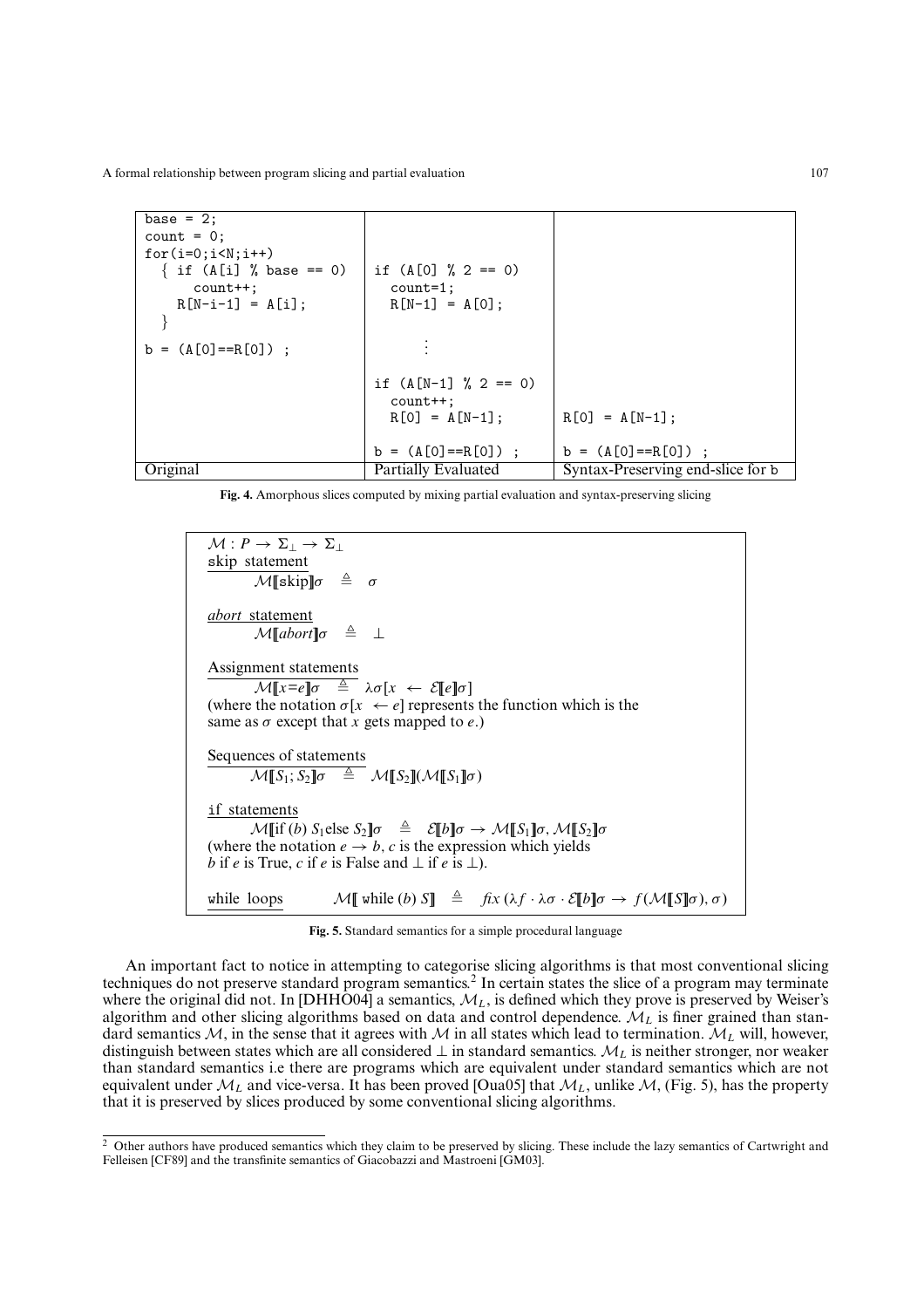| Original | Partially Evaluated | Syntax-Preserving end-slice for b |
|---|---|---|
| `base = 2;`<br>`count = 0;`<br>`for(i=0;i<N;i++)`<br>`  { if (A[i] % base == 0)`<br>`      count++;`<br>`    R[N-i-1] = A[i];`<br>`  }`<br>`b = (A[0]==R[0]) ;` | `if (A[0] % 2 == 0)`<br>`  count=1;`<br>`  R[N-1] = A[0];`<br>`⋮`<br>`if (A[N-1] % 2 == 0)`<br>`  count++;`<br>`  R[0] = A[N-1];`<br><br>`b = (A[0]==R[0]) ;` | `R[0] = A[N-1];`<br><br>`b = (A[0]==R[0]) ;` |

**Fig. 4.** Amorphous slices computed by mixing partial evaluation and syntax-preserving slicing

$\mathcal{M} : P \to \Sigma_\perp \to \Sigma_\perp$

skip statement

$$\mathcal{M}[\![\text{skip}]\!]\sigma \;\triangleq\; \sigma$$

*abort* statement

$$\mathcal{M}[\![abort]\!]\sigma \;\triangleq\; \perp$$

Assignment statements

$$\mathcal{M}[\![x\text{=}e]\!]\sigma \;\triangleq\; \lambda\sigma[x \leftarrow \mathcal{E}[\![e]\!]\sigma]$$

(where the notation $\sigma[x \leftarrow e]$ represents the function which is the same as $\sigma$ except that $x$ gets mapped to $e$.)

Sequences of statements

$$\mathcal{M}[\![S_1; S_2]\!]\sigma \;\triangleq\; \mathcal{M}[\![S_2]\!](\mathcal{M}[\![S_1]\!]\sigma)$$

if statements

$$\mathcal{M}[\![\text{if } (b)\; S_1 \text{else } S_2]\!]\sigma \;\triangleq\; \mathcal{E}[\![b]\!]\sigma \to \mathcal{M}[\![S_1]\!]\sigma, \mathcal{M}[\![S_2]\!]\sigma$$

(where the notation $e \to b, c$ is the expression which yields $b$ if $e$ is True, $c$ if $e$ is False and $\perp$ if $e$ is $\perp$).

while loops $\quad \mathcal{M}[\![\text{ while } (b)\; S]\!] \;\triangleq\; fix\,(\lambda f \cdot \lambda\sigma \cdot \mathcal{E}[\![b]\!]\sigma \to f(\mathcal{M}[\![S]\!]\sigma), \sigma)$

**Fig. 5.** Standard semantics for a simple procedural language

An important fact to notice in attempting to categorise slicing algorithms is that most conventional slicing techniques do not preserve standard program semantics.[2] In certain states the slice of a program may terminate where the original did not. In [DHHO04] a semantics, $\mathcal{M}_L$, is defined which they prove is preserved by Weiser's algorithm and other slicing algorithms based on data and control dependence. $\mathcal{M}_L$ is finer grained than standard semantics $\mathcal{M}$, in the sense that it agrees with $\mathcal{M}$ in all states which lead to termination. $\mathcal{M}_L$ will, however, distinguish between states which are all considered $\perp$ in standard semantics. $\mathcal{M}_L$ is neither stronger, nor weaker than standard semantics i.e there are programs which are equivalent under standard semantics which are not equivalent under $\mathcal{M}_L$ and vice-versa. It has been proved [Oua05] that $\mathcal{M}_L$, unlike $\mathcal{M}$, (Fig. 5), has the property that it is preserved by slices produced by some conventional slicing algorithms.

[2] Other authors have produced semantics which they claim to be preserved by slicing. These include the lazy semantics of Cartwright and Felleisen [CF89] and the transfinite semantics of Giacobazzi and Mastroeni [GM03].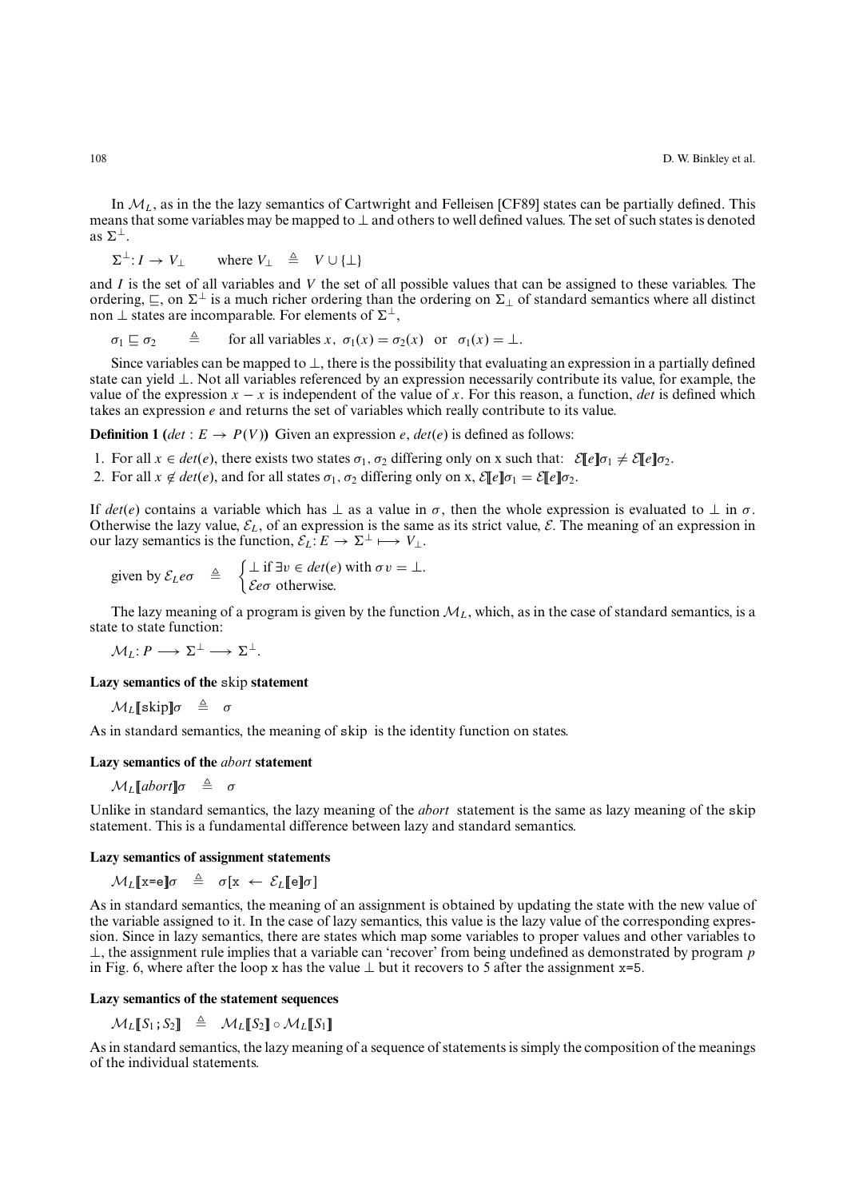In $\mathcal{M}_L$, as in the the lazy semantics of Cartwright and Felleisen [CF89] states can be partially defined. This means that some variables may be mapped to $\perp$ and others to well defined values. The set of such states is denoted as $\Sigma^{\perp}$.

$$\Sigma^{\perp} : I \rightarrow V_{\perp} \qquad \text{where } V_{\perp} \triangleq V \cup \{\perp\}$$

and $I$ is the set of all variables and $V$ the set of all possible values that can be assigned to these variables. The ordering, $\sqsubseteq$, on $\Sigma^{\perp}$ is a much richer ordering than the ordering on $\Sigma_{\perp}$ of standard semantics where all distinct non $\perp$ states are incomparable. For elements of $\Sigma^{\perp}$,

$$\sigma_1 \sqsubseteq \sigma_2 \quad \triangleq \quad \text{for all variables } x,\ \sigma_1(x) = \sigma_2(x) \ \text{ or } \ \sigma_1(x) = \perp.$$

Since variables can be mapped to $\perp$, there is the possibility that evaluating an expression in a partially defined state can yield $\perp$. Not all variables referenced by an expression necessarily contribute its value, for example, the value of the expression $x - x$ is independent of the value of $x$. For this reason, a function, *det* is defined which takes an expression $e$ and returns the set of variables which really contribute to its value.

**Definition 1 ($det : E \rightarrow P(V)$)** Given an expression $e$, $det(e)$ is defined as follows:

1. For all $x \in det(e)$, there exists two states $\sigma_1, \sigma_2$ differing only on x such that: $\mathcal{E}[\![e]\!]\sigma_1 \neq \mathcal{E}[\![e]\!]\sigma_2$.
2. For all $x \notin det(e)$, and for all states $\sigma_1, \sigma_2$ differing only on x, $\mathcal{E}[\![e]\!]\sigma_1 = \mathcal{E}[\![e]\!]\sigma_2$.

If $det(e)$ contains a variable which has $\perp$ as a value in $\sigma$, then the whole expression is evaluated to $\perp$ in $\sigma$. Otherwise the lazy value, $\mathcal{E}_L$, of an expression is the same as its strict value, $\mathcal{E}$. The meaning of an expression in our lazy semantics is the function, $\mathcal{E}_L : E \rightarrow \Sigma^{\perp} \longmapsto V_{\perp}$.

$$\text{given by } \mathcal{E}_L e \sigma \quad \triangleq \quad \begin{cases} \perp \text{ if } \exists v \in det(e) \text{ with } \sigma v = \perp. \\ \mathcal{E} e \sigma \text{ otherwise.} \end{cases}$$

The lazy meaning of a program is given by the function $\mathcal{M}_L$, which, as in the case of standard semantics, is a state to state function:

$$\mathcal{M}_L : P \longrightarrow \Sigma^{\perp} \longrightarrow \Sigma^{\perp}.$$

**Lazy semantics of the `skip` statement**

$$\mathcal{M}_L[\![\mathtt{skip}]\!]\sigma \quad \triangleq \quad \sigma$$

As in standard semantics, the meaning of `skip` is the identity function on states.

**Lazy semantics of the *abort* statement**

$$\mathcal{M}_L[\![abort]\!]\sigma \quad \triangleq \quad \sigma$$

Unlike in standard semantics, the lazy meaning of the *abort* statement is the same as lazy meaning of the `skip` statement. This is a fundamental difference between lazy and standard semantics.

**Lazy semantics of assignment statements**

$$\mathcal{M}_L[\![\mathtt{x=e}]\!]\sigma \quad \triangleq \quad \sigma[\mathtt{x} \leftarrow \mathcal{E}_L[\![\mathtt{e}]\!]\sigma]$$

As in standard semantics, the meaning of an assignment is obtained by updating the state with the new value of the variable assigned to it. In the case of lazy semantics, this value is the lazy value of the corresponding expression. Since in lazy semantics, there are states which map some variables to proper values and other variables to $\perp$, the assignment rule implies that a variable can 'recover' from being undefined as demonstrated by program $p$ in Fig. 6, where after the loop `x` has the value $\perp$ but it recovers to 5 after the assignment `x=5`.

**Lazy semantics of the statement sequences**

$$\mathcal{M}_L[\![S_1 ; S_2]\!] \quad \triangleq \quad \mathcal{M}_L[\![S_2]\!] \circ \mathcal{M}_L[\![S_1]\!]$$

As in standard semantics, the lazy meaning of a sequence of statements is simply the composition of the meanings of the individual statements.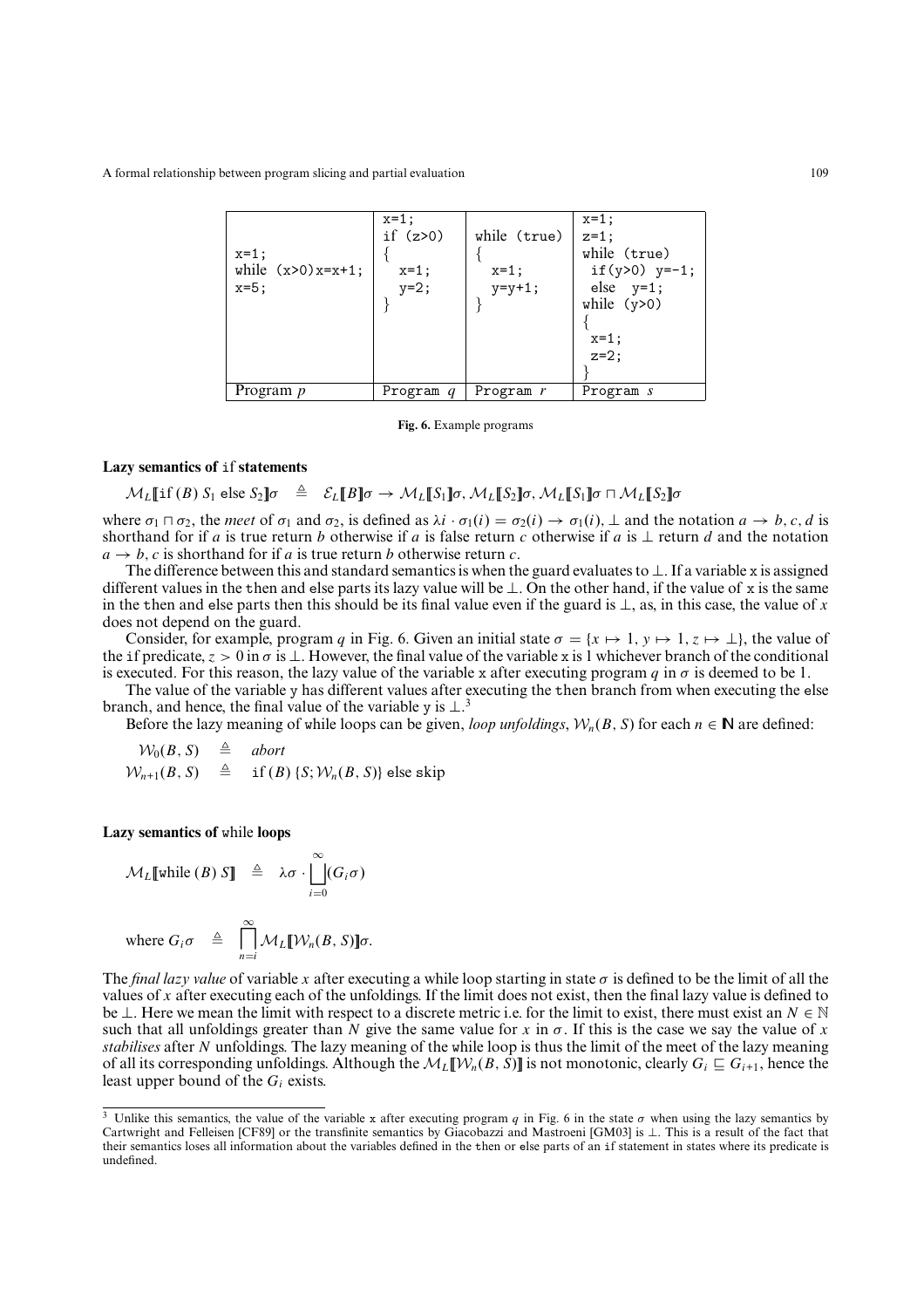| `x=1;` `while (x>0)x=x+1;` `x=5;` | `x=1;` `if (z>0)` `{` `x=1;` `y=2;` `}` | `while (true)` `{` `x=1;` `y=y+1;` `}` | `x=1;` `z=1;` `while (true)` `if(y>0) y=-1;` `else y=1;` `while (y>0)` `{` `x=1;` `z=2;` `}` |
|---|---|---|---|
| Program $p$ | Program $q$ | Program $r$ | Program $s$ |

**Fig. 6.** Example programs

**Lazy semantics of** `if` **statements**

$$\mathcal{M}_L[\![\text{if}\,(B)\; S_1 \;\text{else}\; S_2]\!]\sigma \quad \triangleq \quad \mathcal{E}_L[\![B]\!]\sigma \rightarrow \mathcal{M}_L[\![S_1]\!]\sigma, \mathcal{M}_L[\![S_2]\!]\sigma, \mathcal{M}_L[\![S_1]\!]\sigma \sqcap \mathcal{M}_L[\![S_2]\!]\sigma$$

where $\sigma_1 \sqcap \sigma_2$, the *meet* of $\sigma_1$ and $\sigma_2$, is defined as $\lambda i \cdot \sigma_1(i) = \sigma_2(i) \rightarrow \sigma_1(i), \perp$ and the notation $a \rightarrow b, c, d$ is shorthand for if $a$ is true return $b$ otherwise if $a$ is false return $c$ otherwise if $a$ is $\perp$ return $d$ and the notation $a \rightarrow b, c$ is shorthand for if $a$ is true return $b$ otherwise return $c$.

The difference between this and standard semantics is when the guard evaluates to $\perp$. If a variable x is assigned different values in the then and else parts its lazy value will be $\perp$. On the other hand, if the value of x is the same in the then and else parts then this should be its final value even if the guard is $\perp$, as, in this case, the value of $x$ does not depend on the guard.

Consider, for example, program $q$ in Fig. 6. Given an initial state $\sigma = \{x \mapsto 1, y \mapsto 1, z \mapsto \perp\}$, the value of the if predicate, $z > 0$ in $\sigma$ is $\perp$. However, the final value of the variable x is 1 whichever branch of the conditional is executed. For this reason, the lazy value of the variable x after executing program $q$ in $\sigma$ is deemed to be 1.

The value of the variable y has different values after executing the then branch from when executing the else branch, and hence, the final value of the variable y is $\perp$.[3]

Before the lazy meaning of while loops can be given, *loop unfoldings*, $\mathcal{W}_n(B, S)$ for each $n \in \mathbb{N}$ are defined:

$$\mathcal{W}_0(B, S) \quad \triangleq \quad abort$$
$$\mathcal{W}_{n+1}(B, S) \quad \triangleq \quad \text{if}\,(B)\,\{S; \mathcal{W}_n(B, S)\}\;\text{else skip}$$

**Lazy semantics of** `while` **loops**

$$\mathcal{M}_L[\![\text{while}\,(B)\; S]\!] \quad \triangleq \quad \lambda\sigma \cdot \bigsqcup_{i=0}^{\infty}(G_i\sigma)$$

$$\text{where } G_i\sigma \quad \triangleq \quad \prod_{n=i}^{\infty} \mathcal{M}_L[\![\mathcal{W}_n(B, S)]\!]\sigma.$$

The *final lazy value* of variable $x$ after executing a while loop starting in state $\sigma$ is defined to be the limit of all the values of $x$ after executing each of the unfoldings. If the limit does not exist, then the final lazy value is defined to be $\perp$. Here we mean the limit with respect to a discrete metric i.e. for the limit to exist, there must exist an $N \in \mathbb{N}$ such that all unfoldings greater than $N$ give the same value for $x$ in $\sigma$. If this is the case we say the value of $x$ *stabilises* after $N$ unfoldings. The lazy meaning of the while loop is thus the limit of the meet of the lazy meaning of all its corresponding unfoldings. Although the $\mathcal{M}_L[\![\mathcal{W}_n(B, S)]\!]$ is not monotonic, clearly $G_i \sqsubseteq G_{i+1}$, hence the least upper bound of the $G_i$ exists.

[3] Unlike this semantics, the value of the variable x after executing program $q$ in Fig. 6 in the state $\sigma$ when using the lazy semantics by Cartwright and Felleisen [CF89] or the transfinite semantics by Giacobazzi and Mastroeni [GM03] is $\perp$. This is a result of the fact that their semantics loses all information about the variables defined in the then or else parts of an if statement in states where its predicate is undefined.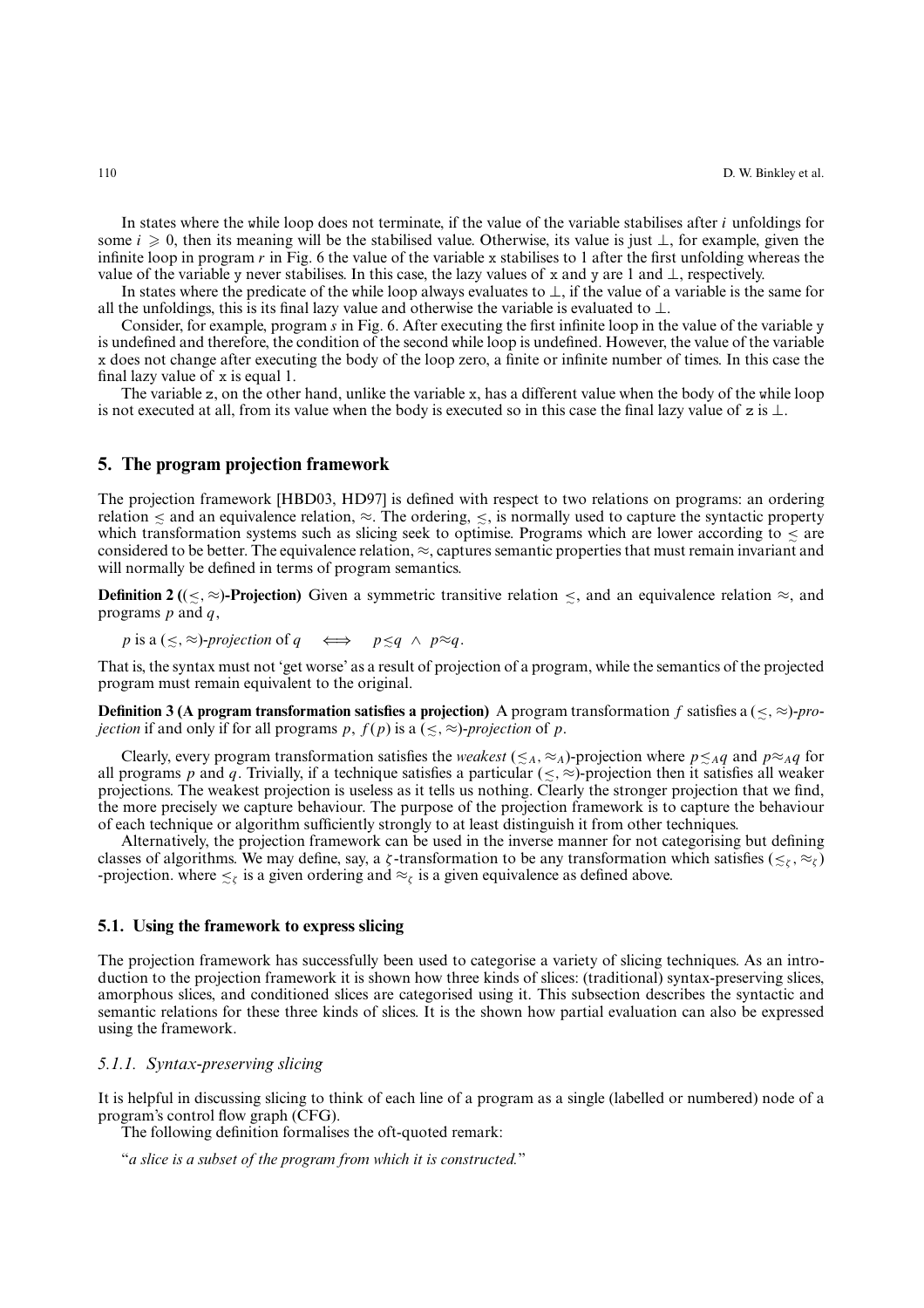In states where the while loop does not terminate, if the value of the variable stabilises after $i$ unfoldings for some $i \geqslant 0$, then its meaning will be the stabilised value. Otherwise, its value is just $\perp$, for example, given the infinite loop in program $r$ in Fig. 6 the value of the variable x stabilises to 1 after the first unfolding whereas the value of the variable y never stabilises. In this case, the lazy values of x and y are 1 and $\perp$, respectively.

In states where the predicate of the while loop always evaluates to $\perp$, if the value of a variable is the same for all the unfoldings, this is its final lazy value and otherwise the variable is evaluated to $\perp$.

Consider, for example, program $s$ in Fig. 6. After executing the first infinite loop in the value of the variable y is undefined and therefore, the condition of the second while loop is undefined. However, the value of the variable x does not change after executing the body of the loop zero, a finite or infinite number of times. In this case the final lazy value of x is equal 1.

The variable z, on the other hand, unlike the variable x, has a different value when the body of the while loop is not executed at all, from its value when the body is executed so in this case the final lazy value of z is $\perp$.

## 5. The program projection framework

The projection framework [HBD03, HD97] is defined with respect to two relations on programs: an ordering relation $\lesssim$ and an equivalence relation, $\approx$. The ordering, $\lesssim$, is normally used to capture the syntactic property which transformation systems such as slicing seek to optimise. Programs which are lower according to $\lesssim$ are considered to be better. The equivalence relation, $\approx$, captures semantic properties that must remain invariant and will normally be defined in terms of program semantics.

**Definition 2 (($\lesssim, \approx$)-Projection)** Given a symmetric transitive relation $\lesssim$, and an equivalence relation $\approx$, and programs $p$ and $q$,

$p$ is a $(\lesssim, \approx)$-*projection* of $q \iff p \lesssim q \ \wedge \ p \approx q.$

That is, the syntax must not 'get worse' as a result of projection of a program, while the semantics of the projected program must remain equivalent to the original.

**Definition 3 (A program transformation satisfies a projection)** A program transformation $f$ satisfies a $(\lesssim, \approx)$-*projection* if and only if for all programs $p$, $f(p)$ is a $(\lesssim, \approx)$-*projection* of $p$.

Clearly, every program transformation satisfies the *weakest* $(\lesssim_A, \approx_A)$-projection where $p \lesssim_A q$ and $p \approx_A q$ for all programs $p$ and $q$. Trivially, if a technique satisfies a particular $(\lesssim, \approx)$-projection then it satisfies all weaker projections. The weakest projection is useless as it tells us nothing. Clearly the stronger projection that we find, the more precisely we capture behaviour. The purpose of the projection framework is to capture the behaviour of each technique or algorithm sufficiently strongly to at least distinguish it from other techniques.

Alternatively, the projection framework can be used in the inverse manner for not categorising but defining classes of algorithms. We may define, say, a $\zeta$-transformation to be any transformation which satisfies $(\lesssim_\zeta, \approx_\zeta)$ -projection. where $\lesssim_\zeta$ is a given ordering and $\approx_\zeta$ is a given equivalence as defined above.

### 5.1. Using the framework to express slicing

The projection framework has successfully been used to categorise a variety of slicing techniques. As an introduction to the projection framework it is shown how three kinds of slices: (traditional) syntax-preserving slices, amorphous slices, and conditioned slices are categorised using it. This subsection describes the syntactic and semantic relations for these three kinds of slices. It is the shown how partial evaluation can also be expressed using the framework.

#### *5.1.1. Syntax-preserving slicing*

It is helpful in discussing slicing to think of each line of a program as a single (labelled or numbered) node of a program's control flow graph (CFG).

The following definition formalises the oft-quoted remark:

"*a slice is a subset of the program from which it is constructed.*"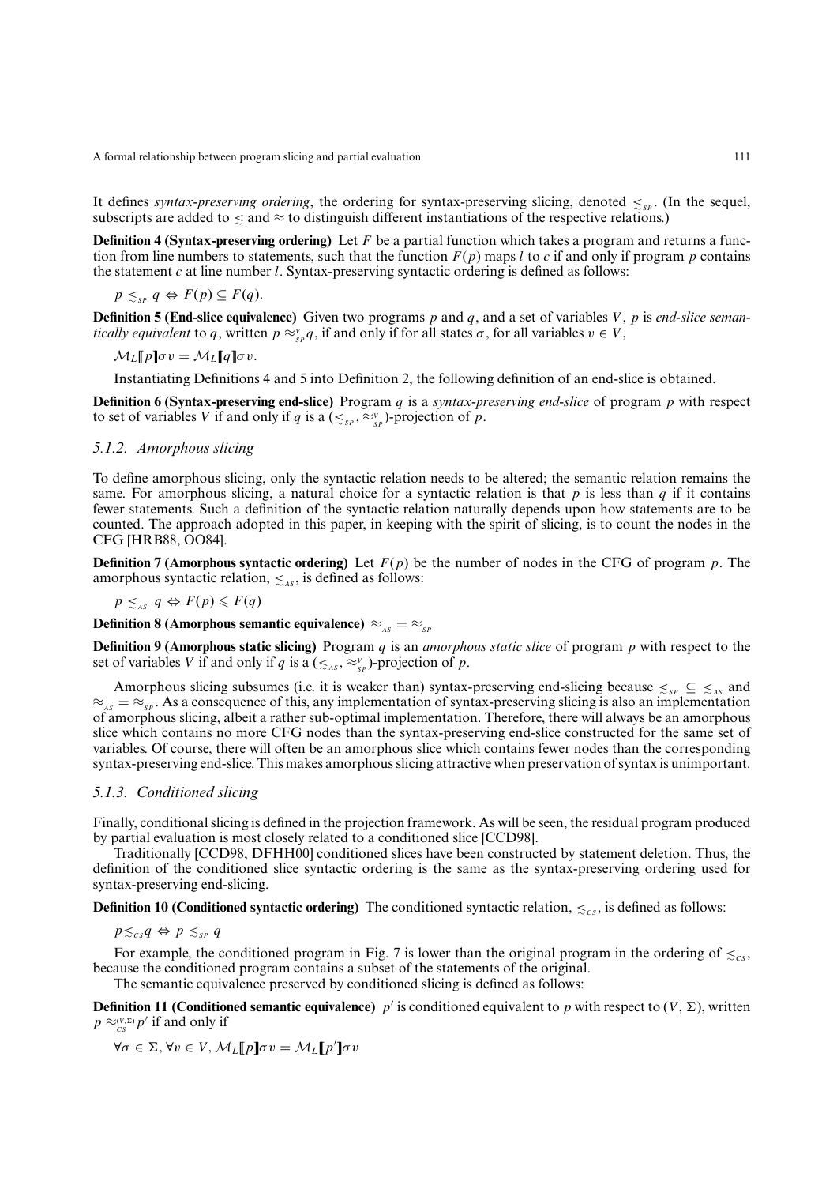It defines *syntax-preserving ordering*, the ordering for syntax-preserving slicing, denoted $\lesssim_{SP}$. (In the sequel, subscripts are added to $\lesssim$ and $\approx$ to distinguish different instantiations of the respective relations.)

**Definition 4 (Syntax-preserving ordering)** Let $F$ be a partial function which takes a program and returns a function from line numbers to statements, such that the function $F(p)$ maps $l$ to $c$ if and only if program $p$ contains the statement $c$ at line number $l$. Syntax-preserving syntactic ordering is defined as follows:

$p \lesssim_{SP} q \Leftrightarrow F(p) \subseteq F(q)$.

**Definition 5 (End-slice equivalence)** Given two programs $p$ and $q$, and a set of variables $V$, $p$ is *end-slice semantically equivalent* to $q$, written $p \approx_{SP}^{V} q$, if and only if for all states $\sigma$, for all variables $v \in V$,

$\mathcal{M}_L[\![p]\!]\sigma v = \mathcal{M}_L[\![q]\!]\sigma v$.

Instantiating Definitions 4 and 5 into Definition 2, the following definition of an end-slice is obtained.

**Definition 6 (Syntax-preserving end-slice)** Program $q$ is a *syntax-preserving end-slice* of program $p$ with respect to set of variables $V$ if and only if $q$ is a $(\lesssim_{SP}, \approx_{SP}^{V})$-projection of $p$.

### 5.1.2. Amorphous slicing

To define amorphous slicing, only the syntactic relation needs to be altered; the semantic relation remains the same. For amorphous slicing, a natural choice for a syntactic relation is that $p$ is less than $q$ if it contains fewer statements. Such a definition of the syntactic relation naturally depends upon how statements are to be counted. The approach adopted in this paper, in keeping with the spirit of slicing, is to count the nodes in the CFG [HRB88, OO84].

**Definition 7 (Amorphous syntactic ordering)** Let $F(p)$ be the number of nodes in the CFG of program $p$. The amorphous syntactic relation, $\lesssim_{AS}$, is defined as follows:

$p \lesssim_{AS} q \Leftrightarrow F(p) \leqslant F(q)$

**Definition 8 (Amorphous semantic equivalence)** $\approx_{AS} = \approx_{SP}$

**Definition 9 (Amorphous static slicing)** Program $q$ is an *amorphous static slice* of program $p$ with respect to the set of variables $V$ if and only if $q$ is a $(\lesssim_{AS}, \approx_{SP}^{V})$-projection of $p$.

Amorphous slicing subsumes (i.e. it is weaker than) syntax-preserving end-slicing because $\lesssim_{SP} \subseteq \lesssim_{AS}$ and $\approx_{AS} = \approx_{SP}$. As a consequence of this, any implementation of syntax-preserving slicing is also an implementation of amorphous slicing, albeit a rather sub-optimal implementation. Therefore, there will always be an amorphous slice which contains no more CFG nodes than the syntax-preserving end-slice constructed for the same set of variables. Of course, there will often be an amorphous slice which contains fewer nodes than the corresponding syntax-preserving end-slice. This makes amorphous slicing attractive when preservation of syntax is unimportant.

### 5.1.3. Conditioned slicing

Finally, conditional slicing is defined in the projection framework. As will be seen, the residual program produced by partial evaluation is most closely related to a conditioned slice [CCD98].

Traditionally [CCD98, DFHH00] conditioned slices have been constructed by statement deletion. Thus, the definition of the conditioned slice syntactic ordering is the same as the syntax-preserving ordering used for syntax-preserving end-slicing.

**Definition 10 (Conditioned syntactic ordering)** The conditioned syntactic relation, $\lesssim_{CS}$, is defined as follows:

$p \lesssim_{CS} q \Leftrightarrow p \lesssim_{SP} q$

For example, the conditioned program in Fig. 7 is lower than the original program in the ordering of $\lesssim_{CS}$, because the conditioned program contains a subset of the statements of the original.

The semantic equivalence preserved by conditioned slicing is defined as follows:

**Definition 11 (Conditioned semantic equivalence)** $p'$ is conditioned equivalent to $p$ with respect to $(V, \Sigma)$, written $p \approx_{CS}^{(V,\Sigma)} p'$ if and only if

$\forall \sigma \in \Sigma, \forall v \in V, \mathcal{M}_L[\![p]\!]\sigma v = \mathcal{M}_L[\![p']\!]\sigma v$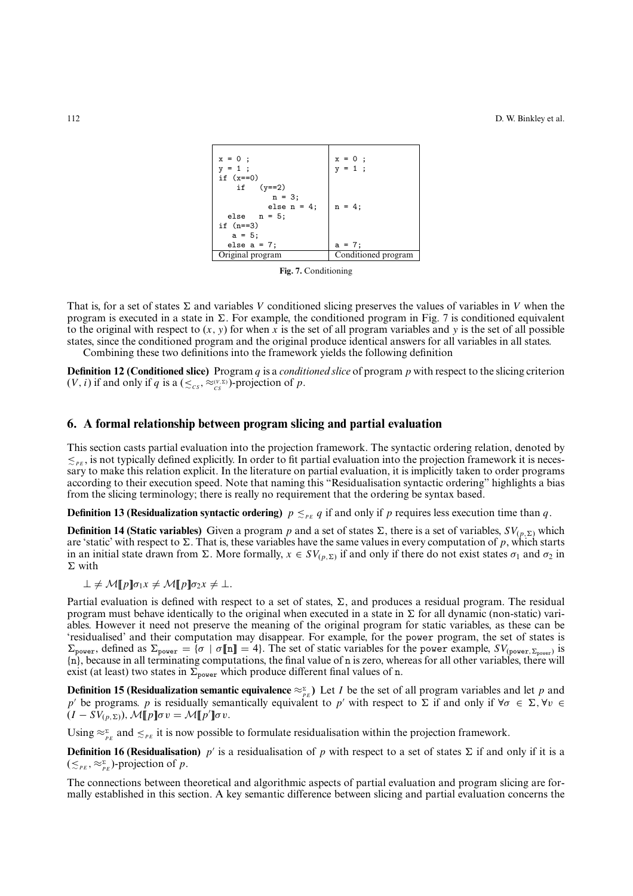| | |
|---|---|
| `x = 0 ;`<br>`y = 1 ;`<br>`if (x==0)`<br>`    if   (y==2)`<br>`           n = 3;`<br>`         else n = 4;`<br>`  else   n = 5;`<br>`if (n==3)`<br>`   a = 5;`<br>`  else a = 7;` | `x = 0 ;`<br>`y = 1 ;`<br><br><br><br>`n = 4;`<br><br><br><br>`a = 7;` |
| Original program | Conditioned program |

**Fig. 7.** Conditioning

That is, for a set of states $\Sigma$ and variables $V$ conditioned slicing preserves the values of variables in $V$ when the program is executed in a state in $\Sigma$. For example, the conditioned program in Fig. 7 is conditioned equivalent to the original with respect to $(x, y)$ for when $x$ is the set of all program variables and $y$ is the set of all possible states, since the conditioned program and the original produce identical answers for all variables in all states.

Combining these two definitions into the framework yields the following definition

**Definition 12 (Conditioned slice)** Program $q$ is a *conditioned slice* of program $p$ with respect to the slicing criterion $(V, i)$ if and only if $q$ is a $(\lesssim_{CS}, \approx_{CS}^{(V,\Sigma)})$-projection of $p$.

## 6. A formal relationship between program slicing and partial evaluation

This section casts partial evaluation into the projection framework. The syntactic ordering relation, denoted by $\lesssim_{PE}$, is not typically defined explicitly. In order to fit partial evaluation into the projection framework it is necessary to make this relation explicit. In the literature on partial evaluation, it is implicitly taken to order programs according to their execution speed. Note that naming this "Residualisation syntactic ordering" highlights a bias from the slicing terminology; there is really no requirement that the ordering be syntax based.

**Definition 13 (Residualization syntactic ordering)** $p \lesssim_{PE} q$ if and only if $p$ requires less execution time than $q$.

**Definition 14 (Static variables)** Given a program $p$ and a set of states $\Sigma$, there is a set of variables, $SV_{(p,\Sigma)}$ which are 'static' with respect to $\Sigma$. That is, these variables have the same values in every computation of $p$, which starts in an initial state drawn from $\Sigma$. More formally, $x \in SV_{(p,\Sigma)}$ if and only if there do not exist states $\sigma_1$ and $\sigma_2$ in $\Sigma$ with

$$\perp \neq \mathcal{M}[\![p]\!]\sigma_1 x \neq \mathcal{M}[\![p]\!]\sigma_2 x \neq \perp.$$

Partial evaluation is defined with respect to a set of states, $\Sigma$, and produces a residual program. The residual program must behave identically to the original when executed in a state in $\Sigma$ for all dynamic (non-static) variables. However it need not preserve the meaning of the original program for static variables, as these can be 'residualised' and their computation may disappear. For example, for the power program, the set of states is $\Sigma_{\texttt{power}}$, defined as $\Sigma_{\texttt{power}} = \{\sigma \mid \sigma[\![\texttt{n}]\!] = 4\}$. The set of static variables for the power example, $SV_{(\texttt{power},\Sigma_{\texttt{power}})}$ is $\{\texttt{n}\}$, because in all terminating computations, the final value of n is zero, whereas for all other variables, there will exist (at least) two states in $\Sigma_{\texttt{power}}$ which produce different final values of n.

**Definition 15 (Residualization semantic equivalence $\approx_{PE}^{\Sigma}$)** Let $I$ be the set of all program variables and let $p$ and $p'$ be programs. $p$ is residually semantically equivalent to $p'$ with respect to $\Sigma$ if and only if $\forall \sigma \in \Sigma, \forall v \in (I - SV_{(p,\Sigma)}), \mathcal{M}[\![p]\!]\sigma v = \mathcal{M}[\![p']\!]\sigma v$.

Using $\approx_{PE}^{\Sigma}$ and $\lesssim_{PE}$ it is now possible to formulate residualisation within the projection framework.

**Definition 16 (Residualisation)** $p'$ is a residualisation of $p$ with respect to a set of states $\Sigma$ if and only if it is a $(\lesssim_{PE}, \approx_{PE}^{\Sigma})$-projection of $p$.

The connections between theoretical and algorithmic aspects of partial evaluation and program slicing are formally established in this section. A key semantic difference between slicing and partial evaluation concerns the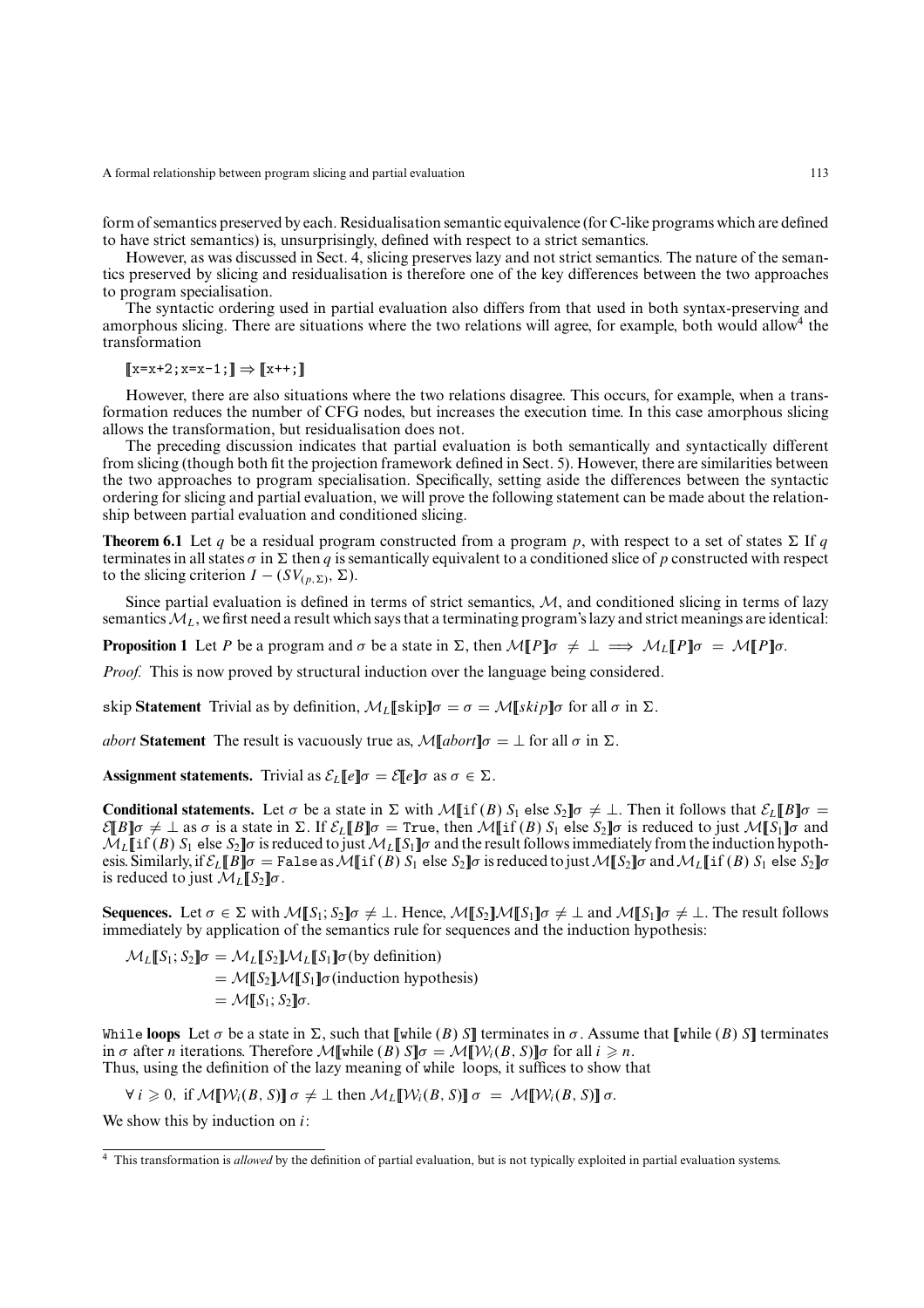form of semantics preserved by each. Residualisation semantic equivalence (for C-like programs which are defined to have strict semantics) is, unsurprisingly, defined with respect to a strict semantics.

However, as was discussed in Sect. 4, slicing preserves lazy and not strict semantics. The nature of the semantics preserved by slicing and residualisation is therefore one of the key differences between the two approaches to program specialisation.

The syntactic ordering used in partial evaluation also differs from that used in both syntax-preserving and amorphous slicing. There are situations where the two relations will agree, for example, both would allow[4] the transformation

$[\![$`x=x+2;x=x-1;`$]\!] \Rightarrow [\![$`x++;`$]\!]$

However, there are also situations where the two relations disagree. This occurs, for example, when a transformation reduces the number of CFG nodes, but increases the execution time. In this case amorphous slicing allows the transformation, but residualisation does not.

The preceding discussion indicates that partial evaluation is both semantically and syntactically different from slicing (though both fit the projection framework defined in Sect. 5). However, there are similarities between the two approaches to program specialisation. Specifically, setting aside the differences between the syntactic ordering for slicing and partial evaluation, we will prove the following statement can be made about the relationship between partial evaluation and conditioned slicing.

**Theorem 6.1** Let $q$ be a residual program constructed from a program $p$, with respect to a set of states $\Sigma$ If $q$ terminates in all states $\sigma$ in $\Sigma$ then $q$ is semantically equivalent to a conditioned slice of $p$ constructed with respect to the slicing criterion $I - (SV_{(p,\Sigma)}, \Sigma)$.

Since partial evaluation is defined in terms of strict semantics, $\mathcal{M}$, and conditioned slicing in terms of lazy semantics $\mathcal{M}_L$, we first need a result which says that a terminating program's lazy and strict meanings are identical:

**Proposition 1** Let $P$ be a program and $\sigma$ be a state in $\Sigma$, then $\mathcal{M}[\![P]\!]\sigma \neq \bot \implies \mathcal{M}_L[\![P]\!]\sigma = \mathcal{M}[\![P]\!]\sigma$.

*Proof.* This is now proved by structural induction over the language being considered.

`skip` **Statement** Trivial as by definition, $\mathcal{M}_L[\![\texttt{skip}]\!]\sigma = \sigma = \mathcal{M}[\![skip]\!]\sigma$ for all $\sigma$ in $\Sigma$.

*abort* **Statement** The result is vacuously true as, $\mathcal{M}[\![abort]\!]\sigma = \bot$ for all $\sigma$ in $\Sigma$.

**Assignment statements.** Trivial as $\mathcal{E}_L[\![e]\!]\sigma = \mathcal{E}[\![e]\!]\sigma$ as $\sigma \in \Sigma$.

**Conditional statements.** Let $\sigma$ be a state in $\Sigma$ with $\mathcal{M}[\![\texttt{if}\,(B)\; S_1 \;\texttt{else}\; S_2]\!]\sigma \neq \bot$. Then it follows that $\mathcal{E}_L[\![B]\!]\sigma = \mathcal{E}[\![B]\!]\sigma \neq \bot$ as $\sigma$ is a state in $\Sigma$. If $\mathcal{E}_L[\![B]\!]\sigma = \texttt{True}$, then $\mathcal{M}[\![\texttt{if}\,(B)\; S_1 \;\texttt{else}\; S_2]\!]\sigma$ is reduced to just $\mathcal{M}[\![S_1]\!]\sigma$ and $\mathcal{M}_L[\![\texttt{if}\,(B)\; S_1 \;\texttt{else}\; S_2]\!]\sigma$ is reduced to just $\mathcal{M}_L[\![S_1]\!]\sigma$ and the result follows immediately from the induction hypothesis. Similarly, if $\mathcal{E}_L[\![B]\!]\sigma = \texttt{False}$ as $\mathcal{M}[\![\texttt{if}\,(B)\; S_1 \;\texttt{else}\; S_2]\!]\sigma$ is reduced to just $\mathcal{M}[\![S_2]\!]\sigma$ and $\mathcal{M}_L[\![\texttt{if}\,(B)\; S_1 \;\texttt{else}\; S_2]\!]\sigma$ is reduced to just $\mathcal{M}_L[\![S_2]\!]\sigma$.

**Sequences.** Let $\sigma \in \Sigma$ with $\mathcal{M}[\![S_1; S_2]\!]\sigma \neq \bot$. Hence, $\mathcal{M}[\![S_2]\!]\mathcal{M}[\![S_1]\!]\sigma \neq \bot$ and $\mathcal{M}[\![S_1]\!]\sigma \neq \bot$. The result follows immediately by application of the semantics rule for sequences and the induction hypothesis:

$$\begin{aligned}
\mathcal{M}_L[\![S_1; S_2]\!]\sigma &= \mathcal{M}_L[\![S_2]\!]\mathcal{M}_L[\![S_1]\!]\sigma \text{(by definition)}\\
&= \mathcal{M}[\![S_2]\!]\mathcal{M}[\![S_1]\!]\sigma \text{(induction hypothesis)}\\
&= \mathcal{M}[\![S_1; S_2]\!]\sigma.
\end{aligned}$$

`While` **loops** Let $\sigma$ be a state in $\Sigma$, such that $[\![\texttt{while}\,(B)\; S]\!]$ terminates in $\sigma$. Assume that $[\![\texttt{while}\,(B)\; S]\!]$ terminates in $\sigma$ after $n$ iterations. Therefore $\mathcal{M}[\![\texttt{while}\,(B)\; S]\!]\sigma = \mathcal{M}[\![\mathcal{W}_i(B, S)]\!]\sigma$ for all $i \geqslant n$.
Thus, using the definition of the lazy meaning of `while` loops, it suffices to show that

$$\forall\, i \geqslant 0,\ \text{if } \mathcal{M}[\![\mathcal{W}_i(B, S)]\!]\,\sigma \neq \bot \text{ then } \mathcal{M}_L[\![\mathcal{W}_i(B, S)]\!]\,\sigma \;=\; \mathcal{M}[\![\mathcal{W}_i(B, S)]\!]\,\sigma.$$

We show this by induction on $i$:

[4] This transformation is *allowed* by the definition of partial evaluation, but is not typically exploited in partial evaluation systems.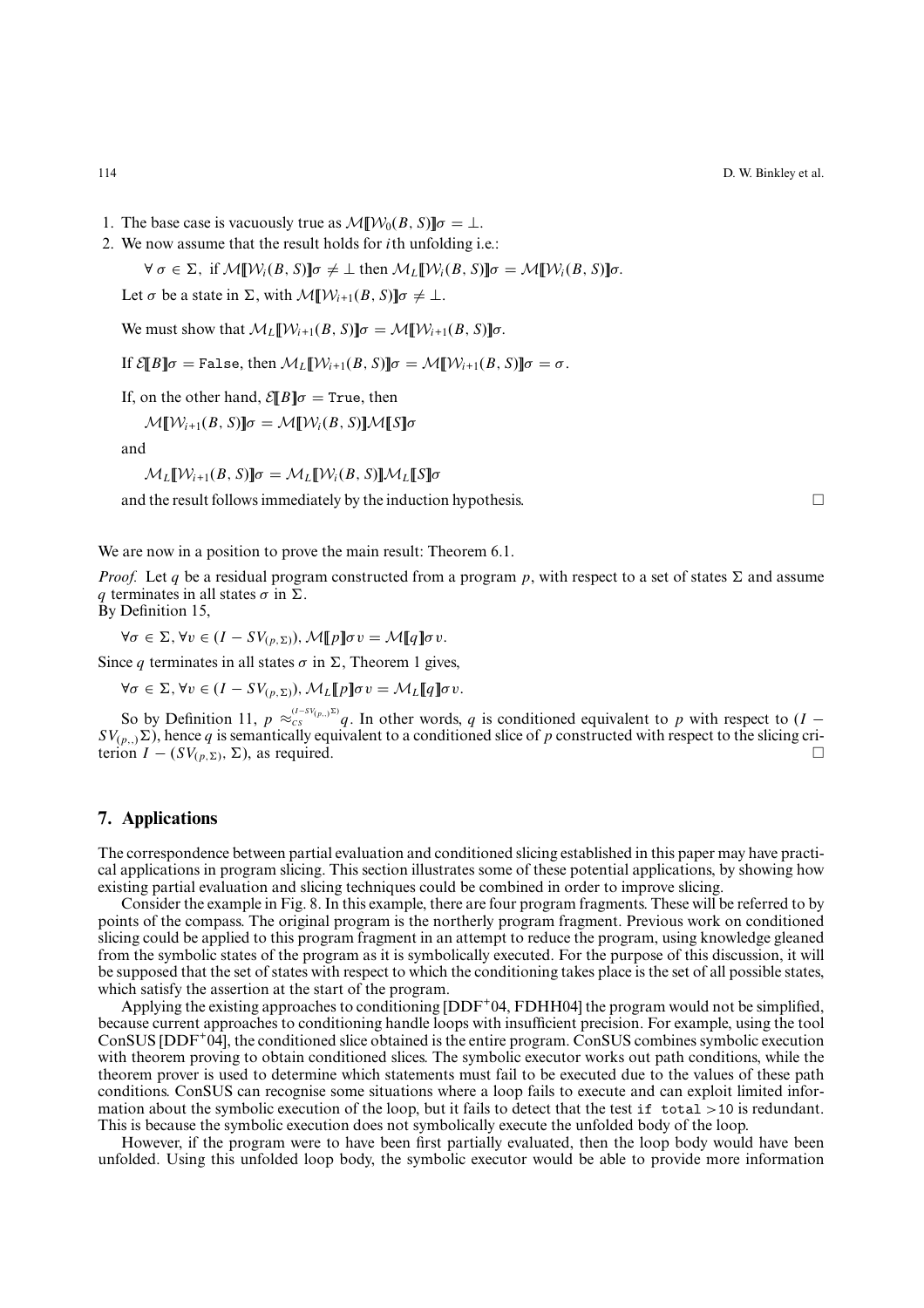1. The base case is vacuously true as $\mathcal{M}[\![\mathcal{W}_0(B, S)]\!]\sigma = \perp$.
2. We now assume that the result holds for $i$th unfolding i.e.:

   $$\forall \sigma \in \Sigma, \text{ if } \mathcal{M}[\![\mathcal{W}_i(B, S)]\!]\sigma \neq \perp \text{ then } \mathcal{M}_L[\![\mathcal{W}_i(B, S)]\!]\sigma = \mathcal{M}[\![\mathcal{W}_i(B, S)]\!]\sigma.$$

   Let $\sigma$ be a state in $\Sigma$, with $\mathcal{M}[\![\mathcal{W}_{i+1}(B, S)]\!]\sigma \neq \perp$.

   We must show that $\mathcal{M}_L[\![\mathcal{W}_{i+1}(B, S)]\!]\sigma = \mathcal{M}[\![\mathcal{W}_{i+1}(B, S)]\!]\sigma$.

   If $\mathcal{E}[\![B]\!]\sigma = \texttt{False}$, then $\mathcal{M}_L[\![\mathcal{W}_{i+1}(B, S)]\!]\sigma = \mathcal{M}[\![\mathcal{W}_{i+1}(B, S)]\!]\sigma = \sigma$.

   If, on the other hand, $\mathcal{E}[\![B]\!]\sigma = \texttt{True}$, then

   $$\mathcal{M}[\![\mathcal{W}_{i+1}(B, S)]\!]\sigma = \mathcal{M}[\![\mathcal{W}_i(B, S)]\!]\mathcal{M}[\![S]\!]\sigma$$

   and

   $$\mathcal{M}_L[\![\mathcal{W}_{i+1}(B, S)]\!]\sigma = \mathcal{M}_L[\![\mathcal{W}_i(B, S)]\!]\mathcal{M}_L[\![S]\!]\sigma$$

   and the result follows immediately by the induction hypothesis. □

We are now in a position to prove the main result: Theorem 6.1.

*Proof.* Let $q$ be a residual program constructed from a program $p$, with respect to a set of states $\Sigma$ and assume $q$ terminates in all states $\sigma$ in $\Sigma$.
By Definition 15,

$$\forall \sigma \in \Sigma, \forall v \in (I - SV_{(p,\Sigma)}), \mathcal{M}[\![p]\!]\sigma v = \mathcal{M}[\![q]\!]\sigma v.$$

Since $q$ terminates in all states $\sigma$ in $\Sigma$, Theorem 1 gives,

$$\forall \sigma \in \Sigma, \forall v \in (I - SV_{(p,\Sigma)}), \mathcal{M}_L[\![p]\!]\sigma v = \mathcal{M}_L[\![q]\!]\sigma v.$$

So by Definition 11, $p \approx_{CS}^{(I - SV_{(p,.)}\Sigma)} q$. In other words, $q$ is conditioned equivalent to $p$ with respect to $(I - SV_{(p,.)}\Sigma)$, hence $q$ is semantically equivalent to a conditioned slice of $p$ constructed with respect to the slicing criterion $I - (SV_{(p,\Sigma)}, \Sigma)$, as required. □

## 7. Applications

The correspondence between partial evaluation and conditioned slicing established in this paper may have practical applications in program slicing. This section illustrates some of these potential applications, by showing how existing partial evaluation and slicing techniques could be combined in order to improve slicing.

Consider the example in Fig. 8. In this example, there are four program fragments. These will be referred to by points of the compass. The original program is the northerly program fragment. Previous work on conditioned slicing could be applied to this program fragment in an attempt to reduce the program, using knowledge gleaned from the symbolic states of the program as it is symbolically executed. For the purpose of this discussion, it will be supposed that the set of states with respect to which the conditioning takes place is the set of all possible states, which satisfy the assertion at the start of the program.

Applying the existing approaches to conditioning [DDF+04, FDHH04] the program would not be simplified, because current approaches to conditioning handle loops with insufficient precision. For example, using the tool ConSUS [DDF+04], the conditioned slice obtained is the entire program. ConSUS combines symbolic execution with theorem proving to obtain conditioned slices. The symbolic executor works out path conditions, while the theorem prover is used to determine which statements must fail to be executed due to the values of these path conditions. ConSUS can recognise some situations where a loop fails to execute and can exploit limited information about the symbolic execution of the loop, but it fails to detect that the test `if total >10` is redundant. This is because the symbolic execution does not symbolically execute the unfolded body of the loop.

However, if the program were to have been first partially evaluated, then the loop body would have been unfolded. Using this unfolded loop body, the symbolic executor would be able to provide more information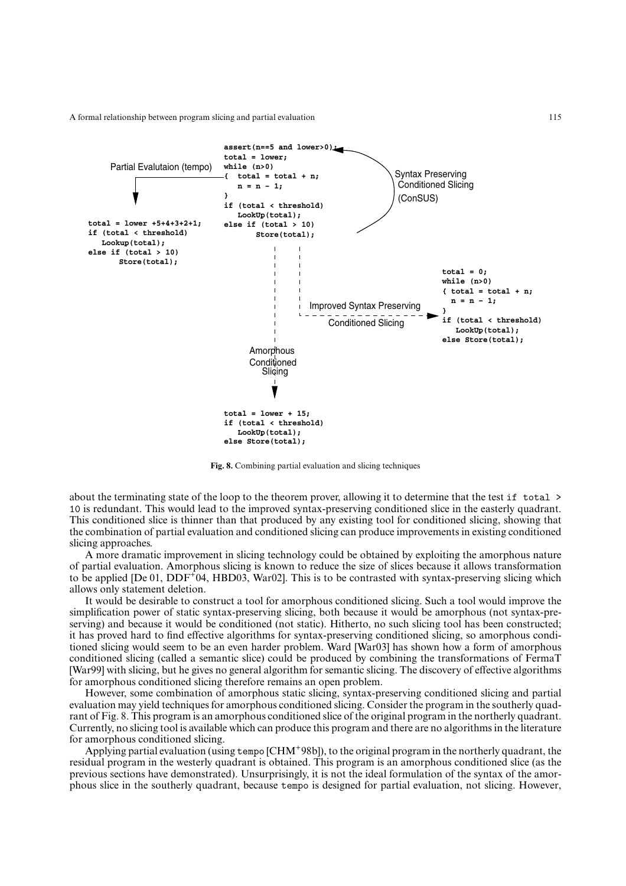```
assert(n==5 and lower>0);
total = lower;
while (n>0)
{  total = total + n;
   n = n - 1;
}
if (total < threshold)
   LookUp(total);
else if (total > 10)
      Store(total);
```

Partial Evalutaion (tempo)

```
total = lower +5+4+3+2+1;
if (total < threshold)
   Lookup(total);
else if (total > 10)
      Store(total);
```

Syntax Preserving
Conditioned Slicing
(ConSUS)

Improved Syntax Preserving
Conditioned Slicing

```
total = 0;
while (n>0)
{ total = total + n;
  n = n - 1;
}
if (total < threshold)
   LookUp(total);
else Store(total);
```

Amorphous
Conditioned
Slicing

```
total = lower + 15;
if (total < threshold)
   LookUp(total);
else Store(total);
```

**Fig. 8.** Combining partial evaluation and slicing techniques

about the terminating state of the loop to the theorem prover, allowing it to determine that the test `if total > 10` is redundant. This would lead to the improved syntax-preserving conditioned slice in the easterly quadrant. This conditioned slice is thinner than that produced by any existing tool for conditioned slicing, showing that the combination of partial evaluation and conditioned slicing can produce improvements in existing conditioned slicing approaches.

A more dramatic improvement in slicing technology could be obtained by exploiting the amorphous nature of partial evaluation. Amorphous slicing is known to reduce the size of slices because it allows transformation to be applied [De 01, DDF[+]04, HBD03, War02]. This is to be contrasted with syntax-preserving slicing which allows only statement deletion.

It would be desirable to construct a tool for amorphous conditioned slicing. Such a tool would improve the simplification power of static syntax-preserving slicing, both because it would be amorphous (not syntax-preserving) and because it would be conditioned (not static). Hitherto, no such slicing tool has been constructed; it has proved hard to find effective algorithms for syntax-preserving conditioned slicing, so amorphous conditioned slicing would seem to be an even harder problem. Ward [War03] has shown how a form of amorphous conditioned slicing (called a semantic slice) could be produced by combining the transformations of FermaT [War99] with slicing, but he gives no general algorithm for semantic slicing. The discovery of effective algorithms for amorphous conditioned slicing therefore remains an open problem.

However, some combination of amorphous static slicing, syntax-preserving conditioned slicing and partial evaluation may yield techniques for amorphous conditioned slicing. Consider the program in the southerly quadrant of Fig. 8. This program is an amorphous conditioned slice of the original program in the northerly quadrant. Currently, no slicing tool is available which can produce this program and there are no algorithms in the literature for amorphous conditioned slicing.

Applying partial evaluation (using `tempo` [CHM[+]98b]), to the original program in the northerly quadrant, the residual program in the westerly quadrant is obtained. This program is an amorphous conditioned slice (as the previous sections have demonstrated). Unsurprisingly, it is not the ideal formulation of the syntax of the amorphous slice in the southerly quadrant, because `tempo` is designed for partial evaluation, not slicing. However,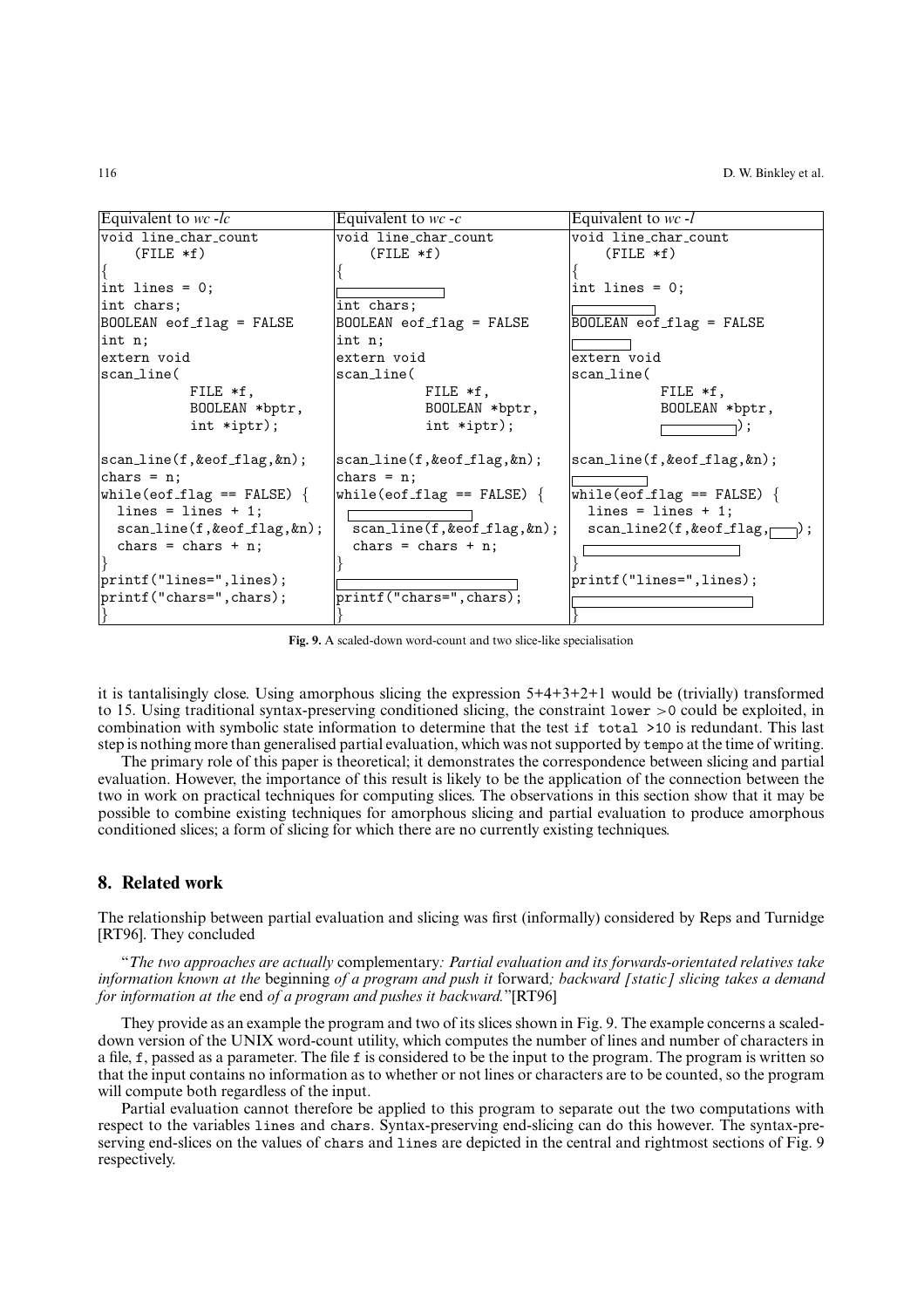| Equivalent to *wc -lc* | Equivalent to *wc -c* | Equivalent to *wc -l* |
|---|---|---|
| `void line_char_count` | `void line_char_count` | `void line_char_count` |
| `(FILE *f)` | `(FILE *f)` | `(FILE *f)` |
| `{` | `{` | `{` |
| `int lines = 0;` | ☐ | `int lines = 0;` |
| `int chars;` | `int chars;` | ☐ |
| `BOOLEAN eof_flag = FALSE` | `BOOLEAN eof_flag = FALSE` | `BOOLEAN eof_flag = FALSE` |
| `int n;` | `int n;` | ☐ |
| `extern void` | `extern void` | `extern void` |
| `scan_line(` | `scan_line(` | `scan_line(` |
| `FILE *f,` | `FILE *f,` | `FILE *f,` |
| `BOOLEAN *bptr,` | `BOOLEAN *bptr,` | `BOOLEAN *bptr,` |
| `int *iptr);` | `int *iptr);` | ☐`);` |
| `scan_line(f,&eof_flag,&n);` | `scan_line(f,&eof_flag,&n);` | `scan_line(f,&eof_flag,&n);` |
| `chars = n;` | `chars = n;` | ☐ |
| `while(eof_flag == FALSE) {` | `while(eof_flag == FALSE) {` | `while(eof_flag == FALSE) {` |
| `lines = lines + 1;` | ☐ | `lines = lines + 1;` |
| `scan_line(f,&eof_flag,&n);` | `scan_line(f,&eof_flag,&n);` | `scan_line2(f,&eof_flag,`☐`);` |
| `chars = chars + n;` | `chars = chars + n;` | ☐ |
| `}` | `}` | `}` |
| `printf("lines=",lines);` | ☐ | `printf("lines=",lines);` |
| `printf("chars=",chars);` | `printf("chars=",chars);` | ☐ |
| `}` | `}` | `}` |

**Fig. 9.** A scaled-down word-count and two slice-like specialisation

it is tantalisingly close. Using amorphous slicing the expression 5+4+3+2+1 would be (trivially) transformed to 15. Using traditional syntax-preserving conditioned slicing, the constraint `lower` >0 could be exploited, in combination with symbolic state information to determine that the test `if total >10` is redundant. This last step is nothing more than generalised partial evaluation, which was not supported by `tempo` at the time of writing.

The primary role of this paper is theoretical; it demonstrates the correspondence between slicing and partial evaluation. However, the importance of this result is likely to be the application of the connection between the two in work on practical techniques for computing slices. The observations in this section show that it may be possible to combine existing techniques for amorphous slicing and partial evaluation to produce amorphous conditioned slices; a form of slicing for which there are no currently existing techniques.

## 8. Related work

The relationship between partial evaluation and slicing was first (informally) considered by Reps and Turnidge [RT96]. They concluded

"*The two approaches are actually* complementary*: Partial evaluation and its forwards-orientated relatives take information known at the* beginning *of a program and push it* forward*; backward [static] slicing takes a demand for information at the* end *of a program and pushes it backward.*"[RT96]

They provide as an example the program and two of its slices shown in Fig. 9. The example concerns a scaled-down version of the UNIX word-count utility, which computes the number of lines and number of characters in a file, `f`, passed as a parameter. The file `f` is considered to be the input to the program. The program is written so that the input contains no information as to whether or not lines or characters are to be counted, so the program will compute both regardless of the input.

Partial evaluation cannot therefore be applied to this program to separate out the two computations with respect to the variables `lines` and `chars`. Syntax-preserving end-slicing can do this however. The syntax-preserving end-slices on the values of `chars` and `lines` are depicted in the central and rightmost sections of Fig. 9 respectively.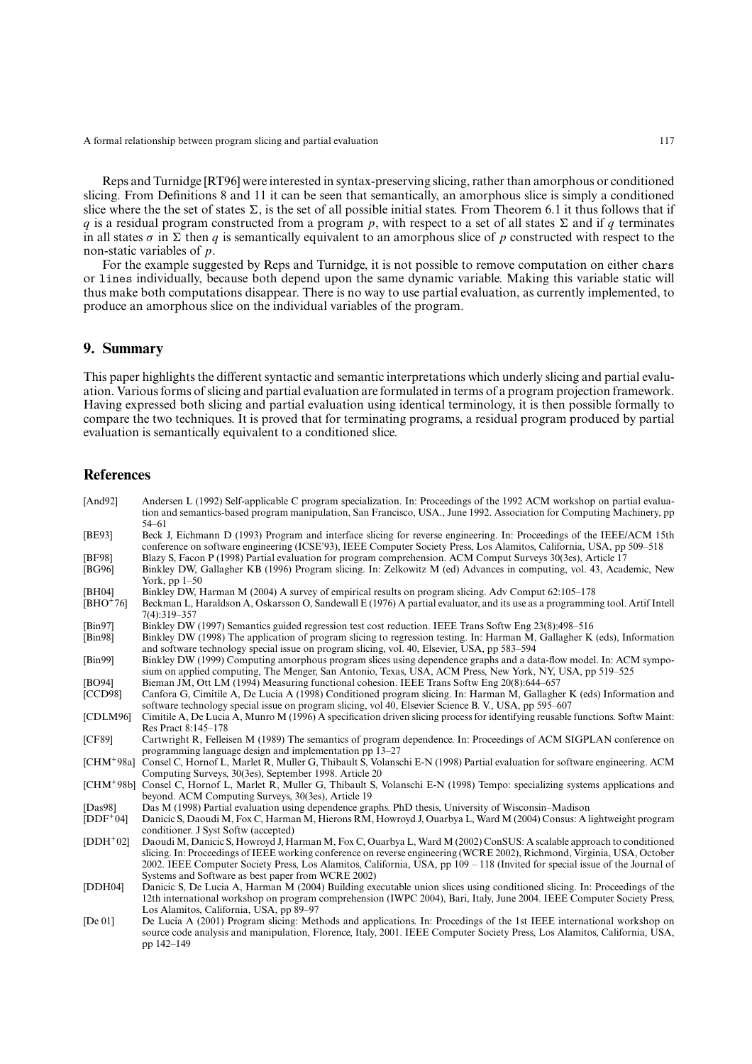Reps and Turnidge [RT96] were interested in syntax-preserving slicing, rather than amorphous or conditioned slicing. From Definitions 8 and 11 it can be seen that semantically, an amorphous slice is simply a conditioned slice where the the set of states $\Sigma$, is the set of all possible initial states. From Theorem 6.1 it thus follows that if $q$ is a residual program constructed from a program $p$, with respect to a set of all states $\Sigma$ and if $q$ terminates in all states $\sigma$ in $\Sigma$ then $q$ is semantically equivalent to an amorphous slice of $p$ constructed with respect to the non-static variables of $p$.

For the example suggested by Reps and Turnidge, it is not possible to remove computation on either `chars` or `lines` individually, because both depend upon the same dynamic variable. Making this variable static will thus make both computations disappear. There is no way to use partial evaluation, as currently implemented, to produce an amorphous slice on the individual variables of the program.

## 9. Summary

This paper highlights the different syntactic and semantic interpretations which underly slicing and partial evaluation. Various forms of slicing and partial evaluation are formulated in terms of a program projection framework. Having expressed both slicing and partial evaluation using identical terminology, it is then possible formally to compare the two techniques. It is proved that for terminating programs, a residual program produced by partial evaluation is semantically equivalent to a conditioned slice.

## References

[And92] Andersen L (1992) Self-applicable C program specialization. In: Proceedings of the 1992 ACM workshop on partial evaluation and semantics-based program manipulation, San Francisco, USA., June 1992. Association for Computing Machinery, pp 54–61

[BE93] Beck J, Eichmann D (1993) Program and interface slicing for reverse engineering. In: Proceedings of the IEEE/ACM 15th conference on software engineering (ICSE'93), IEEE Computer Society Press, Los Alamitos, California, USA, pp 509–518

[BF98] Blazy S, Facon P (1998) Partial evaluation for program comprehension. ACM Comput Surveys 30(3es), Article 17

[BG96] Binkley DW, Gallagher KB (1996) Program slicing. In: Zelkowitz M (ed) Advances in computing, vol. 43, Academic, New York, pp 1–50

[BH04] Binkley DW, Harman M (2004) A survey of empirical results on program slicing. Adv Comput 62:105–178

[BHO+76] Beckman L, Haraldson A, Oskarsson O, Sandewall E (1976) A partial evaluator, and its use as a programming tool. Artif Intell 7(4):319–357

[Bin97] Binkley DW (1997) Semantics guided regression test cost reduction. IEEE Trans Softw Eng 23(8):498–516

[Bin98] Binkley DW (1998) The application of program slicing to regression testing. In: Harman M, Gallagher K (eds), Information and software technology special issue on program slicing, vol. 40, Elsevier, USA, pp 583–594

[Bin99] Binkley DW (1999) Computing amorphous program slices using dependence graphs and a data-flow model. In: ACM symposium on applied computing, The Menger, San Antonio, Texas, USA, ACM Press, New York, NY, USA, pp 519–525

[BO94] Bieman JM, Ott LM (1994) Measuring functional cohesion. IEEE Trans Softw Eng 20(8):644–657

[CCD98] Canfora G, Cimitile A, De Lucia A (1998) Conditioned program slicing. In: Harman M, Gallagher K (eds) Information and software technology special issue on program slicing, vol 40, Elsevier Science B. V., USA, pp 595–607

[CDLM96] Cimitile A, De Lucia A, Munro M (1996) A specification driven slicing process for identifying reusable functions. Softw Maint: Res Pract 8:145–178

[CF89] Cartwright R, Felleisen M (1989) The semantics of program dependence. In: Proceedings of ACM SIGPLAN conference on programming language design and implementation pp 13–27

[CHM+98a] Consel C, Hornof L, Marlet R, Muller G, Thibault S, Volanschi E-N (1998) Partial evaluation for software engineering. ACM Computing Surveys, 30(3es), September 1998. Article 20

[CHM+98b] Consel C, Hornof L, Marlet R, Muller G, Thibault S, Volanschi E-N (1998) Tempo: specializing systems applications and beyond. ACM Computing Surveys, 30(3es), Article 19

[Das98] Das M (1998) Partial evaluation using dependence graphs. PhD thesis, University of Wisconsin–Madison

[DDF+04] Danicic S, Daoudi M, Fox C, Harman M, Hierons RM, Howroyd J, Ouarbya L, Ward M (2004) Consus: A lightweight program conditioner. J Syst Softw (accepted)

[DDH+02] Daoudi M, Danicic S, Howroyd J, Harman M, Fox C, Ouarbya L, Ward M (2002) ConSUS: A scalable approach to conditioned slicing. In: Proceedings of IEEE working conference on reverse engineering (WCRE 2002), Richmond, Virginia, USA, October 2002. IEEE Computer Society Press, Los Alamitos, California, USA, pp 109 – 118 (Invited for special issue of the Journal of Systems and Software as best paper from WCRE 2002)

[DDH04] Danicic S, De Lucia A, Harman M (2004) Building executable union slices using conditioned slicing. In: Proceedings of the 12th international workshop on program comprehension (IWPC 2004), Bari, Italy, June 2004. IEEE Computer Society Press, Los Alamitos, California, USA, pp 89–97

[De 01] De Lucia A (2001) Program slicing: Methods and applications. In: Procedings of the 1st IEEE international workshop on source code analysis and manipulation, Florence, Italy, 2001. IEEE Computer Society Press, Los Alamitos, California, USA, pp 142–149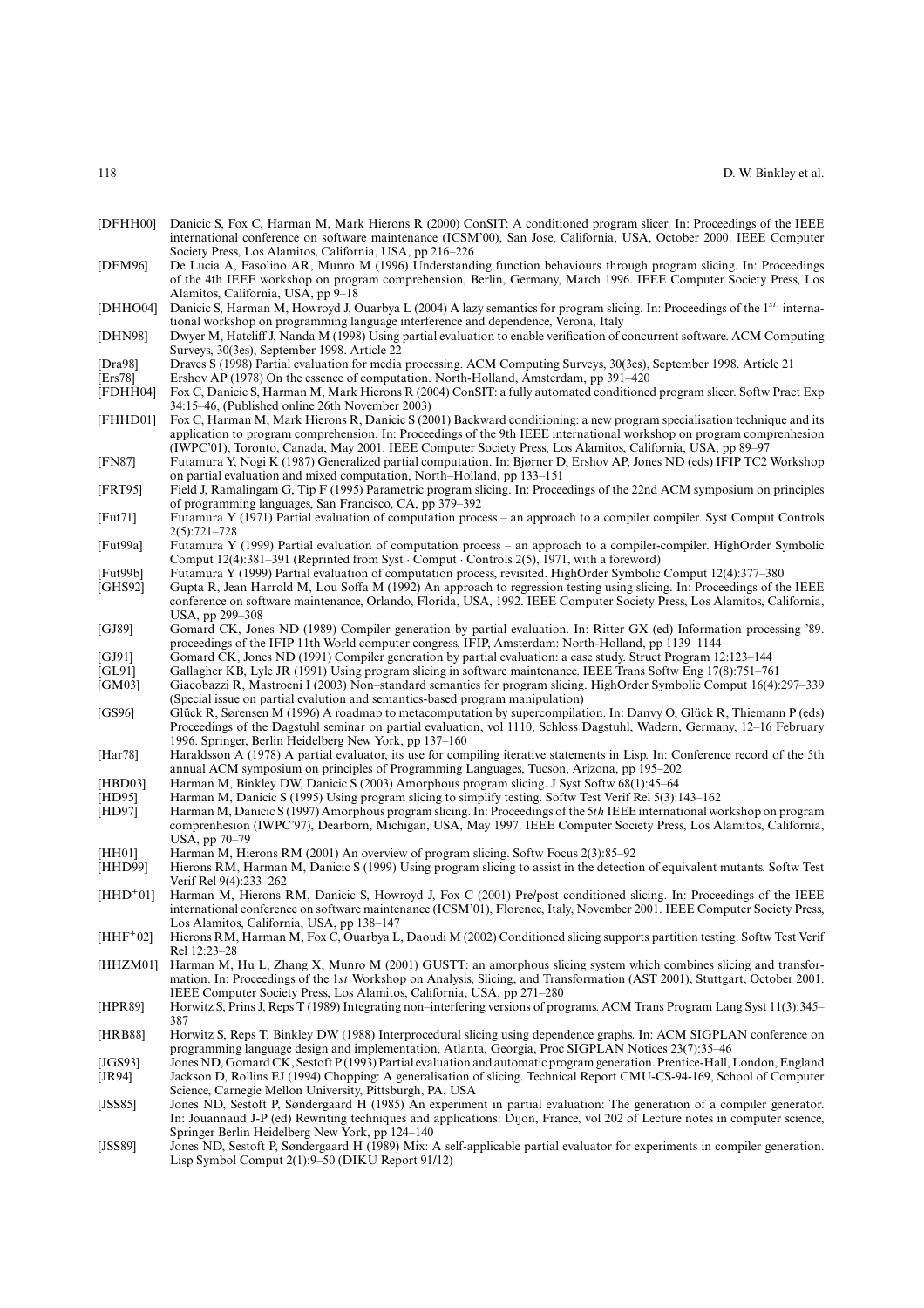[DFHH00] Danicic S, Fox C, Harman M, Mark Hierons R (2000) ConSIT: A conditioned program slicer. In: Proceedings of the IEEE international conference on software maintenance (ICSM'00), San Jose, California, USA, October 2000. IEEE Computer Society Press, Los Alamitos, California, USA, pp 216–226

[DFM96] De Lucia A, Fasolino AR, Munro M (1996) Understanding function behaviours through program slicing. In: Proceedings of the 4th IEEE workshop on program comprehension, Berlin, Germany, March 1996. IEEE Computer Society Press, Los Alamitos, California, USA, pp 9–18

[DHHO04] Danicic S, Harman M, Howroyd J, Ouarbya L (2004) A lazy semantics for program slicing. In: Proceedings of the $1^{st.}$ international workshop on programming language interference and dependence, Verona, Italy

[DHN98] Dwyer M, Hatcliff J, Nanda M (1998) Using partial evaluation to enable verification of concurrent software. ACM Computing Surveys, 30(3es), September 1998. Article 22

[Dra98] Draves S (1998) Partial evaluation for media processing. ACM Computing Surveys, 30(3es), September 1998. Article 21

[Ers78] Ershov AP (1978) On the essence of computation. North-Holland, Amsterdam, pp 391–420

[FDHH04] Fox C, Danicic S, Harman M, Mark Hierons R (2004) ConSIT: a fully automated conditioned program slicer. Softw Pract Exp 34:15–46, (Published online 26th November 2003)

[FHHD01] Fox C, Harman M, Mark Hierons R, Danicic S (2001) Backward conditioning: a new program specialisation technique and its application to program comprehension. In: Proceedings of the 9th IEEE international workshop on program comprenhesion (IWPC'01), Toronto, Canada, May 2001. IEEE Computer Society Press, Los Alamitos, California, USA, pp 89–97

[FN87] Futamura Y, Nogi K (1987) Generalized partial computation. In: Bjørner D, Ershov AP, Jones ND (eds) IFIP TC2 Workshop on partial evaluation and mixed computation, North–Holland, pp 133–151

[FRT95] Field J, Ramalingam G, Tip F (1995) Parametric program slicing. In: Proceedings of the 22nd ACM symposium on principles of programming languages, San Francisco, CA, pp 379–392

[Fut71] Futamura Y (1971) Partial evaluation of computation process – an approach to a compiler compiler. Syst Comput Controls 2(5):721–728

[Fut99a] Futamura Y (1999) Partial evaluation of computation process – an approach to a compiler-compiler. HighOrder Symbolic Comput 12(4):381–391 (Reprinted from Syst · Comput · Controls 2(5), 1971, with a foreword)

[Fut99b] Futamura Y (1999) Partial evaluation of computation process, revisited. HighOrder Symbolic Comput 12(4):377–380

[GHS92] Gupta R, Jean Harrold M, Lou Soffa M (1992) An approach to regression testing using slicing. In: Proceedings of the IEEE conference on software maintenance, Orlando, Florida, USA, 1992. IEEE Computer Society Press, Los Alamitos, California, USA, pp 299–308

[GJ89] Gomard CK, Jones ND (1989) Compiler generation by partial evaluation. In: Ritter GX (ed) Information processing '89. proceedings of the IFIP 11th World computer congress, IFIP, Amsterdam: North-Holland, pp 1139–1144

[GJ91] Gomard CK, Jones ND (1991) Compiler generation by partial evaluation: a case study. Struct Program 12:123–144

[GL91] Gallagher KB, Lyle JR (1991) Using program slicing in software maintenance. IEEE Trans Softw Eng 17(8):751–761

[GM03] Giacobazzi R, Mastroeni I (2003) Non–standard semantics for program slicing. HighOrder Symbolic Comput 16(4):297–339 (Special issue on partial evalution and semantics-based program manipulation)

[GS96] Glück R, Sørensen M (1996) A roadmap to metacomputation by supercompilation. In: Danvy O, Glück R, Thiemann P (eds) Proceedings of the Dagstuhl seminar on partial evaluation, vol 1110, Schloss Dagstuhl, Wadern, Germany, 12–16 February 1996. Springer, Berlin Heidelberg New York, pp 137–160

[Har78] Haraldsson A (1978) A partial evaluator, its use for compiling iterative statements in Lisp. In: Conference record of the 5th annual ACM symposium on principles of Programming Languages, Tucson, Arizona, pp 195–202

[HBD03] Harman M, Binkley DW, Danicic S (2003) Amorphous program slicing. J Syst Softw 68(1):45–64

[HD95] Harman M, Danicic S (1995) Using program slicing to simplify testing. Softw Test Verif Rel 5(3):143–162

[HD97] Harman M, Danicic S (1997) Amorphous program slicing. In: Proceedings of the 5*th* IEEE international workshop on program comprenhesion (IWPC'97), Dearborn, Michigan, USA, May 1997. IEEE Computer Society Press, Los Alamitos, California, USA, pp 70–79

[HH01] Harman M, Hierons RM (2001) An overview of program slicing. Softw Focus 2(3):85–92

[HHD99] Hierons RM, Harman M, Danicic S (1999) Using program slicing to assist in the detection of equivalent mutants. Softw Test Verif Rel 9(4):233–262

[HHD[+]01] Harman M, Hierons RM, Danicic S, Howroyd J, Fox C (2001) Pre/post conditioned slicing. In: Proceedings of the IEEE international conference on software maintenance (ICSM'01), Florence, Italy, November 2001. IEEE Computer Society Press, Los Alamitos, California, USA, pp 138–147

[HHF[+]02] Hierons RM, Harman M, Fox C, Ouarbya L, Daoudi M (2002) Conditioned slicing supports partition testing. Softw Test Verif Rel 12:23–28

[HHZM01] Harman M, Hu L, Zhang X, Munro M (2001) GUSTT: an amorphous slicing system which combines slicing and transformation. In: Proceedings of the 1*st* Workshop on Analysis, Slicing, and Transformation (AST 2001), Stuttgart, October 2001. IEEE Computer Society Press, Los Alamitos, California, USA, pp 271–280

[HPR89] Horwitz S, Prins J, Reps T (1989) Integrating non–interfering versions of programs. ACM Trans Program Lang Syst 11(3):345–387

[HRB88] Horwitz S, Reps T, Binkley DW (1988) Interprocedural slicing using dependence graphs. In: ACM SIGPLAN conference on programming language design and implementation, Atlanta, Georgia, Proc SIGPLAN Notices 23(7):35–46

[JGS93] Jones ND, Gomard CK, Sestoft P (1993) Partial evaluation and automatic program generation. Prentice-Hall, London, England

[JR94] Jackson D, Rollins EJ (1994) Chopping: A generalisation of slicing. Technical Report CMU-CS-94-169, School of Computer Science, Carnegie Mellon University, Pittsburgh, PA, USA

[JSS85] Jones ND, Sestoft P, Søndergaard H (1985) An experiment in partial evaluation: The generation of a compiler generator. In: Jouannaud J-P (ed) Rewriting techniques and applications: Dijon, France, vol 202 of Lecture notes in computer science, Springer Berlin Heidelberg New York, pp 124–140

[JSS89] Jones ND, Sestoft P, Søndergaard H (1989) Mix: A self-applicable partial evaluator for experiments in compiler generation. Lisp Symbol Comput 2(1):9–50 (DIKU Report 91/12)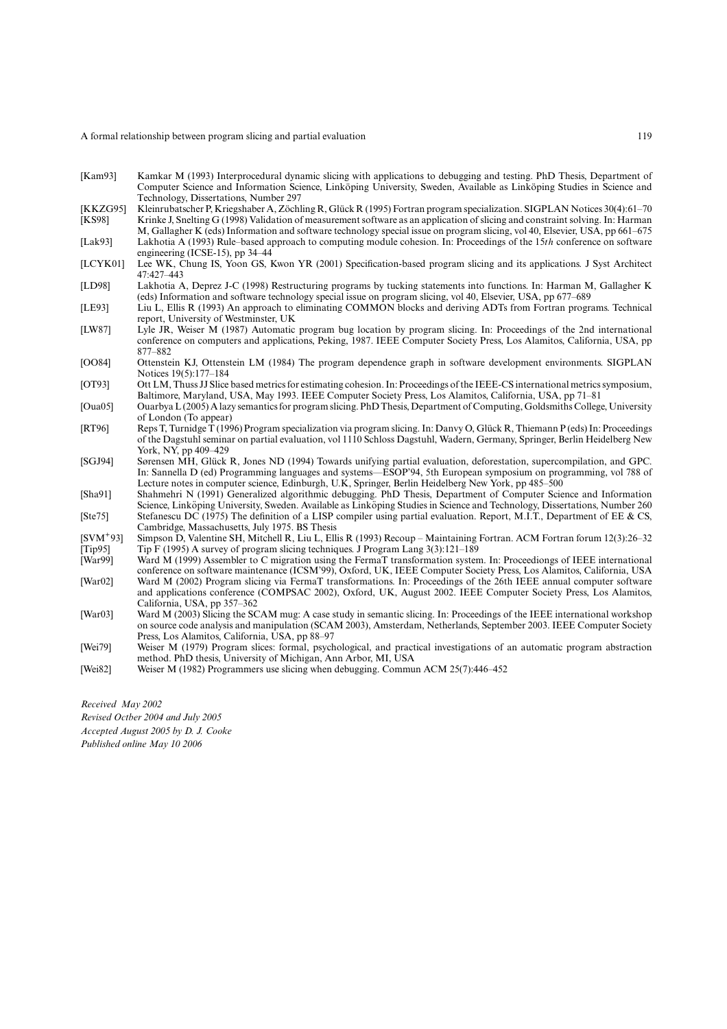[Kam93] Kamkar M (1993) Interprocedural dynamic slicing with applications to debugging and testing. PhD Thesis, Department of Computer Science and Information Science, Linköping University, Sweden, Available as Linköping Studies in Science and Technology, Dissertations, Number 297

[KKZG95] Kleinrubatscher P, Kriegshaber A, Zöchling R, Glück R (1995) Fortran program specialization. SIGPLAN Notices 30(4):61–70

[KS98] Krinke J, Snelting G (1998) Validation of measurement software as an application of slicing and constraint solving. In: Harman M, Gallagher K (eds) Information and software technology special issue on program slicing, vol 40, Elsevier, USA, pp 661–675

[Lak93] Lakhotia A (1993) Rule–based approach to computing module cohesion. In: Proceedings of the 15*th* conference on software engineering (ICSE-15), pp 34–44

[LCYK01] Lee WK, Chung IS, Yoon GS, Kwon YR (2001) Specification-based program slicing and its applications. J Syst Architect 47:427–443

[LD98] Lakhotia A, Deprez J-C (1998) Restructuring programs by tucking statements into functions. In: Harman M, Gallagher K (eds) Information and software technology special issue on program slicing, vol 40, Elsevier, USA, pp 677–689

[LE93] Liu L, Ellis R (1993) An approach to eliminating COMMON blocks and deriving ADTs from Fortran programs. Technical report, University of Westminster, UK

[LW87] Lyle JR, Weiser M (1987) Automatic program bug location by program slicing. In: Proceedings of the 2nd international conference on computers and applications, Peking, 1987. IEEE Computer Society Press, Los Alamitos, California, USA, pp 877–882

[OO84] Ottenstein KJ, Ottenstein LM (1984) The program dependence graph in software development environments. SIGPLAN Notices 19(5):177–184

[OT93] Ott LM, Thuss JJ Slice based metrics for estimating cohesion. In: Proceedings of the IEEE-CS international metrics symposium, Baltimore, Maryland, USA, May 1993. IEEE Computer Society Press, Los Alamitos, California, USA, pp 71–81

[Oua05] Ouarbya L (2005) A lazy semantics for program slicing. PhD Thesis, Department of Computing, Goldsmiths College, University of London (To appear)

[RT96] Reps T, Turnidge T (1996) Program specialization via program slicing. In: Danvy O, Glück R, Thiemann P (eds) In: Proceedings of the Dagstuhl seminar on partial evaluation, vol 1110 Schloss Dagstuhl, Wadern, Germany, Springer, Berlin Heidelberg New York, NY, pp 409–429

[SGJ94] Sørensen MH, Glück R, Jones ND (1994) Towards unifying partial evaluation, deforestation, supercompilation, and GPC. In: Sannella D (ed) Programming languages and systems—ESOP'94, 5th European symposium on programming, vol 788 of Lecture notes in computer science, Edinburgh, U.K, Springer, Berlin Heidelberg New York, pp 485–500

[Sha91] Shahmehri N (1991) Generalized algorithmic debugging. PhD Thesis, Department of Computer Science and Information Science, Linköping University, Sweden. Available as Linköping Studies in Science and Technology, Dissertations, Number 260

[Ste75] Stefanescu DC (1975) The definition of a LISP compiler using partial evaluation. Report, M.I.T., Department of EE & CS, Cambridge, Massachusetts, July 1975. BS Thesis

[SVM+93] Simpson D, Valentine SH, Mitchell R, Liu L, Ellis R (1993) Recoup – Maintaining Fortran. ACM Fortran forum 12(3):26–32

[Tip95] Tip F (1995) A survey of program slicing techniques. J Program Lang 3(3):121–189

[War99] Ward M (1999) Assembler to C migration using the FermaT transformation system. In: Proceediongs of IEEE international conference on software maintenance (ICSM'99), Oxford, UK, IEEE Computer Society Press, Los Alamitos, California, USA

[War02] Ward M (2002) Program slicing via FermaT transformations. In: Proceedings of the 26th IEEE annual computer software and applications conference (COMPSAC 2002), Oxford, UK, August 2002. IEEE Computer Society Press, Los Alamitos, California, USA, pp 357–362

[War03] Ward M (2003) Slicing the SCAM mug: A case study in semantic slicing. In: Proceedings of the IEEE international workshop on source code analysis and manipulation (SCAM 2003), Amsterdam, Netherlands, September 2003. IEEE Computer Society Press, Los Alamitos, California, USA, pp 88–97

[Wei79] Weiser M (1979) Program slices: formal, psychological, and practical investigations of an automatic program abstraction method. PhD thesis, University of Michigan, Ann Arbor, MI, USA

[Wei82] Weiser M (1982) Programmers use slicing when debugging. Commun ACM 25(7):446–452

*Received May 2002*
*Revised Octber 2004 and July 2005*
*Accepted August 2005 by D. J. Cooke*
*Published online May 10 2006*